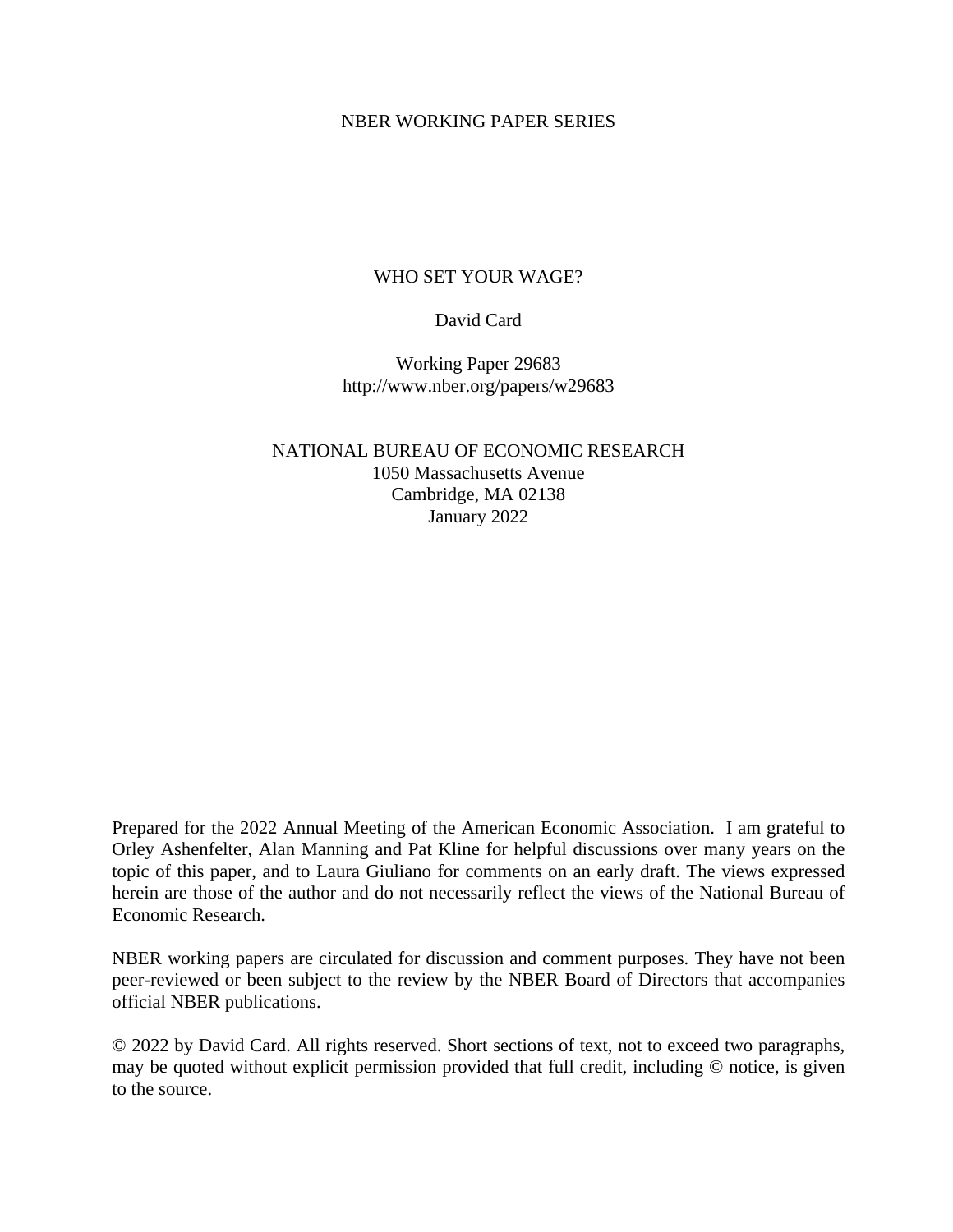NBER WORKING PAPER SERIES

# WHO SET YOUR WAGE?

David Card

Working Paper 29683
http://www.nber.org/papers/w29683

NATIONAL BUREAU OF ECONOMIC RESEARCH
1050 Massachusetts Avenue
Cambridge, MA 02138
January 2022

Prepared for the 2022 Annual Meeting of the American Economic Association. I am grateful to Orley Ashenfelter, Alan Manning and Pat Kline for helpful discussions over many years on the topic of this paper, and to Laura Giuliano for comments on an early draft. The views expressed herein are those of the author and do not necessarily reflect the views of the National Bureau of Economic Research.

NBER working papers are circulated for discussion and comment purposes. They have not been peer-reviewed or been subject to the review by the NBER Board of Directors that accompanies official NBER publications.

© 2022 by David Card. All rights reserved. Short sections of text, not to exceed two paragraphs, may be quoted without explicit permission provided that full credit, including © notice, is given to the source.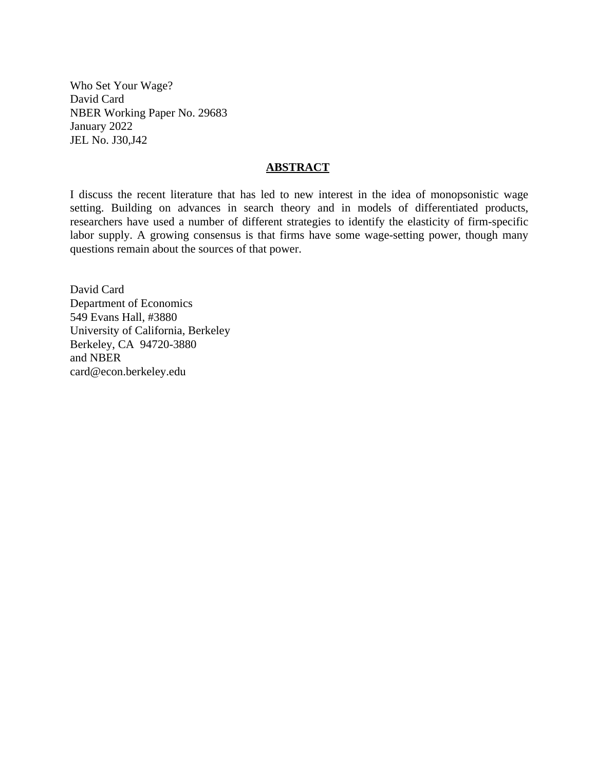Who Set Your Wage?
David Card
NBER Working Paper No. 29683
January 2022
JEL No. J30,J42

## ABSTRACT

I discuss the recent literature that has led to new interest in the idea of monopsonistic wage setting. Building on advances in search theory and in models of differentiated products, researchers have used a number of different strategies to identify the elasticity of firm-specific labor supply. A growing consensus is that firms have some wage-setting power, though many questions remain about the sources of that power.

David Card
Department of Economics
549 Evans Hall, #3880
University of California, Berkeley
Berkeley, CA 94720-3880
and NBER
card@econ.berkeley.edu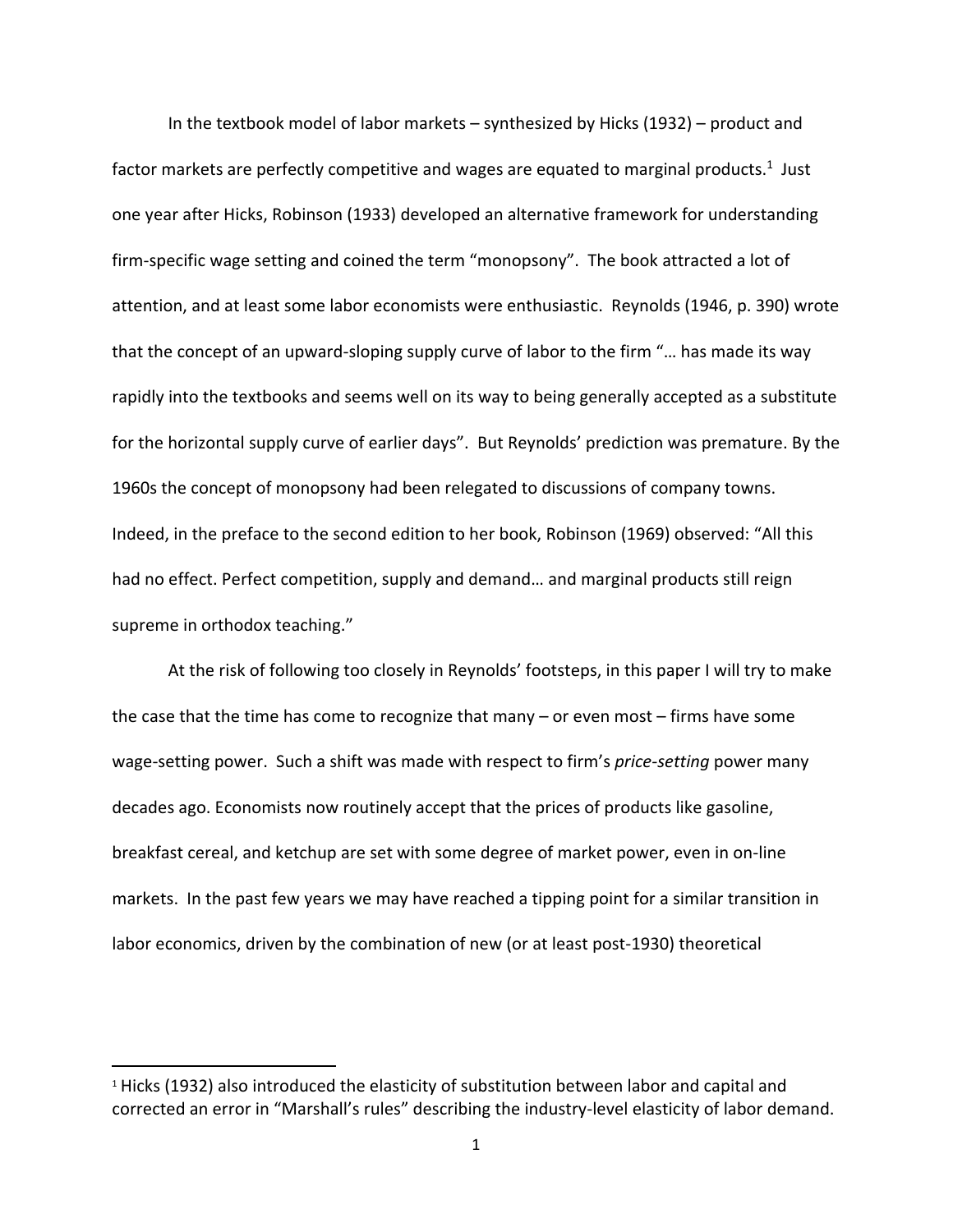In the textbook model of labor markets – synthesized by Hicks (1932) – product and factor markets are perfectly competitive and wages are equated to marginal products.[1] Just one year after Hicks, Robinson (1933) developed an alternative framework for understanding firm-specific wage setting and coined the term "monopsony". The book attracted a lot of attention, and at least some labor economists were enthusiastic. Reynolds (1946, p. 390) wrote that the concept of an upward-sloping supply curve of labor to the firm "… has made its way rapidly into the textbooks and seems well on its way to being generally accepted as a substitute for the horizontal supply curve of earlier days". But Reynolds' prediction was premature. By the 1960s the concept of monopsony had been relegated to discussions of company towns. Indeed, in the preface to the second edition to her book, Robinson (1969) observed: "All this had no effect. Perfect competition, supply and demand… and marginal products still reign supreme in orthodox teaching."

At the risk of following too closely in Reynolds' footsteps, in this paper I will try to make the case that the time has come to recognize that many – or even most – firms have some wage-setting power. Such a shift was made with respect to firm's *price-setting* power many decades ago. Economists now routinely accept that the prices of products like gasoline, breakfast cereal, and ketchup are set with some degree of market power, even in on-line markets. In the past few years we may have reached a tipping point for a similar transition in labor economics, driven by the combination of new (or at least post-1930) theoretical

[1] Hicks (1932) also introduced the elasticity of substitution between labor and capital and corrected an error in "Marshall's rules" describing the industry-level elasticity of labor demand.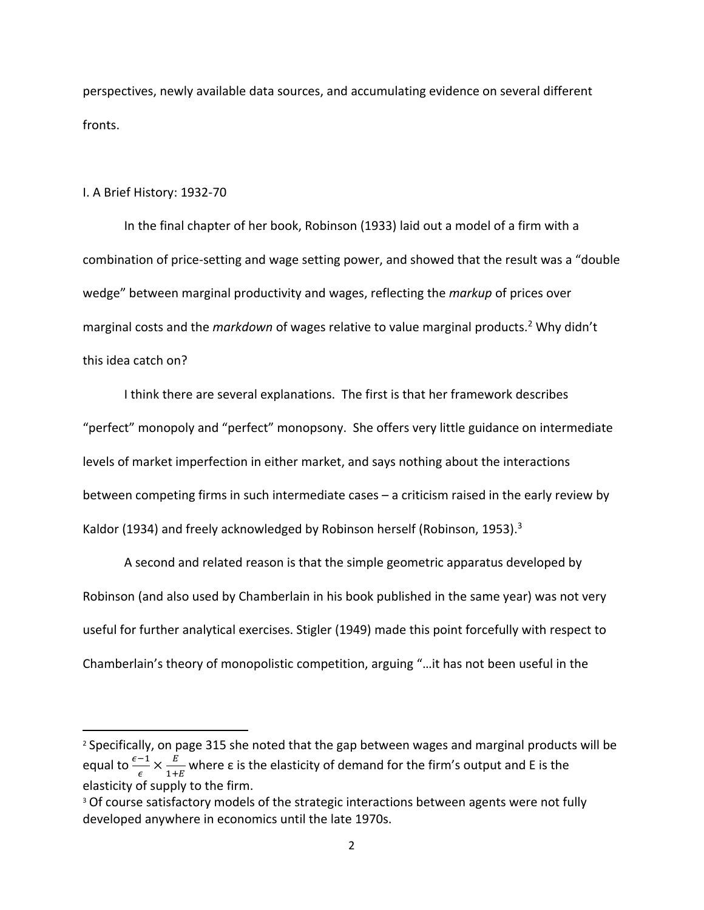perspectives, newly available data sources, and accumulating evidence on several different fronts.

## I. A Brief History: 1932-70

In the final chapter of her book, Robinson (1933) laid out a model of a firm with a combination of price-setting and wage setting power, and showed that the result was a "double wedge" between marginal productivity and wages, reflecting the *markup* of prices over marginal costs and the *markdown* of wages relative to value marginal products.[2] Why didn't this idea catch on?

I think there are several explanations. The first is that her framework describes "perfect" monopoly and "perfect" monopsony. She offers very little guidance on intermediate levels of market imperfection in either market, and says nothing about the interactions between competing firms in such intermediate cases – a criticism raised in the early review by Kaldor (1934) and freely acknowledged by Robinson herself (Robinson, 1953).[3]

A second and related reason is that the simple geometric apparatus developed by Robinson (and also used by Chamberlain in his book published in the same year) was not very useful for further analytical exercises. Stigler (1949) made this point forcefully with respect to Chamberlain's theory of monopolistic competition, arguing "…it has not been useful in the

---

[2] Specifically, on page 315 she noted that the gap between wages and marginal products will be equal to $\frac{\epsilon-1}{\epsilon} \times \frac{E}{1+E}$ where ε is the elasticity of demand for the firm's output and E is the elasticity of supply to the firm.

[3] Of course satisfactory models of the strategic interactions between agents were not fully developed anywhere in economics until the late 1970s.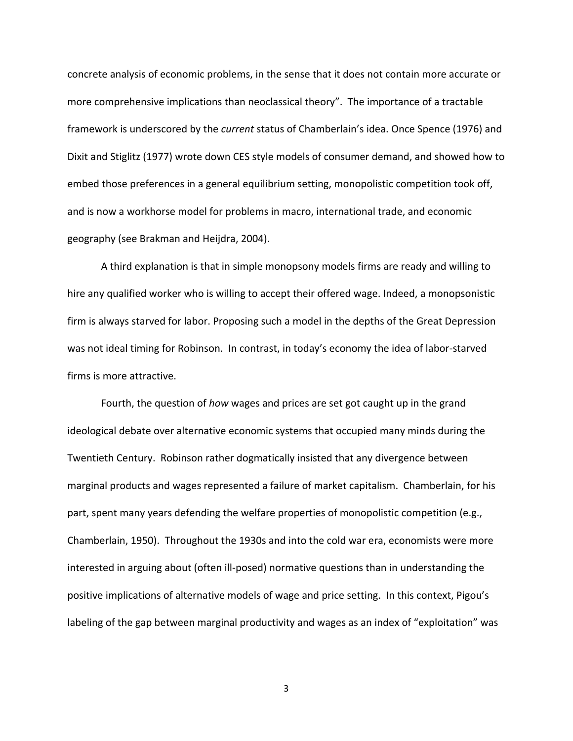concrete analysis of economic problems, in the sense that it does not contain more accurate or more comprehensive implications than neoclassical theory". The importance of a tractable framework is underscored by the *current* status of Chamberlain's idea. Once Spence (1976) and Dixit and Stiglitz (1977) wrote down CES style models of consumer demand, and showed how to embed those preferences in a general equilibrium setting, monopolistic competition took off, and is now a workhorse model for problems in macro, international trade, and economic geography (see Brakman and Heijdra, 2004).

A third explanation is that in simple monopsony models firms are ready and willing to hire any qualified worker who is willing to accept their offered wage. Indeed, a monopsonistic firm is always starved for labor. Proposing such a model in the depths of the Great Depression was not ideal timing for Robinson. In contrast, in today's economy the idea of labor-starved firms is more attractive.

Fourth, the question of *how* wages and prices are set got caught up in the grand ideological debate over alternative economic systems that occupied many minds during the Twentieth Century. Robinson rather dogmatically insisted that any divergence between marginal products and wages represented a failure of market capitalism. Chamberlain, for his part, spent many years defending the welfare properties of monopolistic competition (e.g., Chamberlain, 1950). Throughout the 1930s and into the cold war era, economists were more interested in arguing about (often ill-posed) normative questions than in understanding the positive implications of alternative models of wage and price setting. In this context, Pigou's labeling of the gap between marginal productivity and wages as an index of "exploitation" was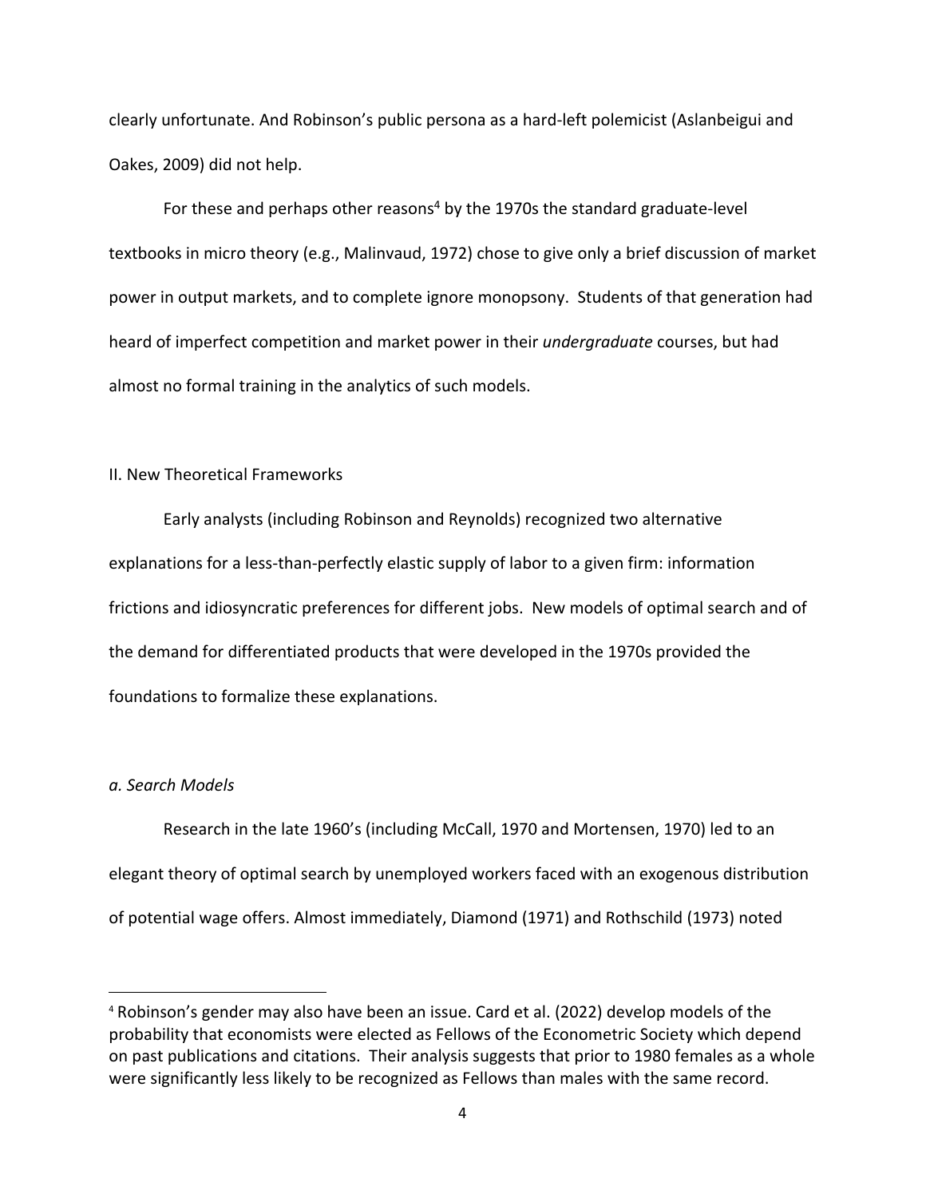clearly unfortunate. And Robinson's public persona as a hard-left polemicist (Aslanbeigui and Oakes, 2009) did not help.

For these and perhaps other reasons[4] by the 1970s the standard graduate-level textbooks in micro theory (e.g., Malinvaud, 1972) chose to give only a brief discussion of market power in output markets, and to complete ignore monopsony. Students of that generation had heard of imperfect competition and market power in their *undergraduate* courses, but had almost no formal training in the analytics of such models.

## II. New Theoretical Frameworks

Early analysts (including Robinson and Reynolds) recognized two alternative explanations for a less-than-perfectly elastic supply of labor to a given firm: information frictions and idiosyncratic preferences for different jobs. New models of optimal search and of the demand for differentiated products that were developed in the 1970s provided the foundations to formalize these explanations.

### *a. Search Models*

Research in the late 1960's (including McCall, 1970 and Mortensen, 1970) led to an elegant theory of optimal search by unemployed workers faced with an exogenous distribution of potential wage offers. Almost immediately, Diamond (1971) and Rothschild (1973) noted

[4] Robinson's gender may also have been an issue. Card et al. (2022) develop models of the probability that economists were elected as Fellows of the Econometric Society which depend on past publications and citations. Their analysis suggests that prior to 1980 females as a whole were significantly less likely to be recognized as Fellows than males with the same record.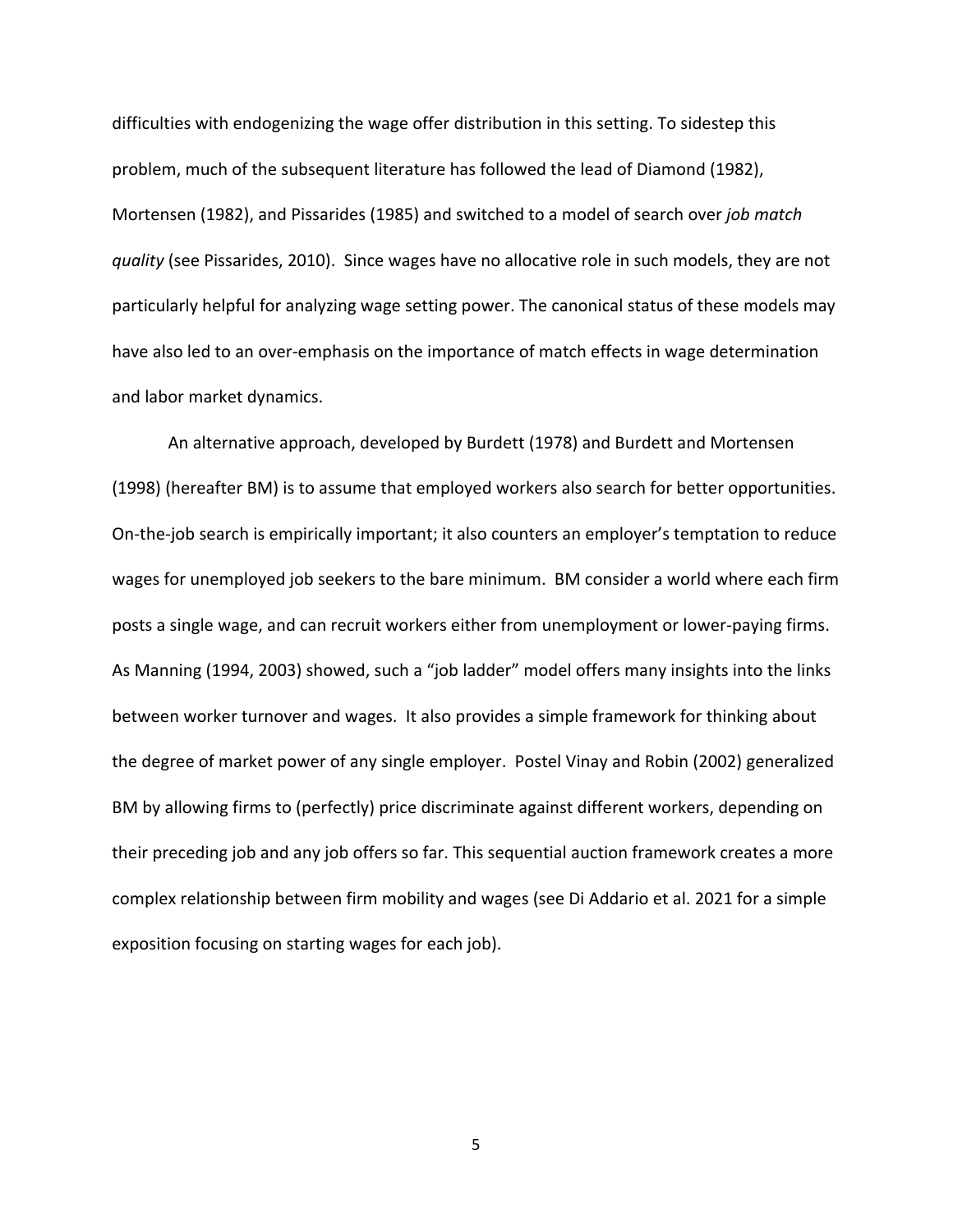difficulties with endogenizing the wage offer distribution in this setting. To sidestep this problem, much of the subsequent literature has followed the lead of Diamond (1982), Mortensen (1982), and Pissarides (1985) and switched to a model of search over *job match quality* (see Pissarides, 2010). Since wages have no allocative role in such models, they are not particularly helpful for analyzing wage setting power. The canonical status of these models may have also led to an over-emphasis on the importance of match effects in wage determination and labor market dynamics.

An alternative approach, developed by Burdett (1978) and Burdett and Mortensen (1998) (hereafter BM) is to assume that employed workers also search for better opportunities. On-the-job search is empirically important; it also counters an employer's temptation to reduce wages for unemployed job seekers to the bare minimum. BM consider a world where each firm posts a single wage, and can recruit workers either from unemployment or lower-paying firms. As Manning (1994, 2003) showed, such a "job ladder" model offers many insights into the links between worker turnover and wages. It also provides a simple framework for thinking about the degree of market power of any single employer. Postel Vinay and Robin (2002) generalized BM by allowing firms to (perfectly) price discriminate against different workers, depending on their preceding job and any job offers so far. This sequential auction framework creates a more complex relationship between firm mobility and wages (see Di Addario et al. 2021 for a simple exposition focusing on starting wages for each job).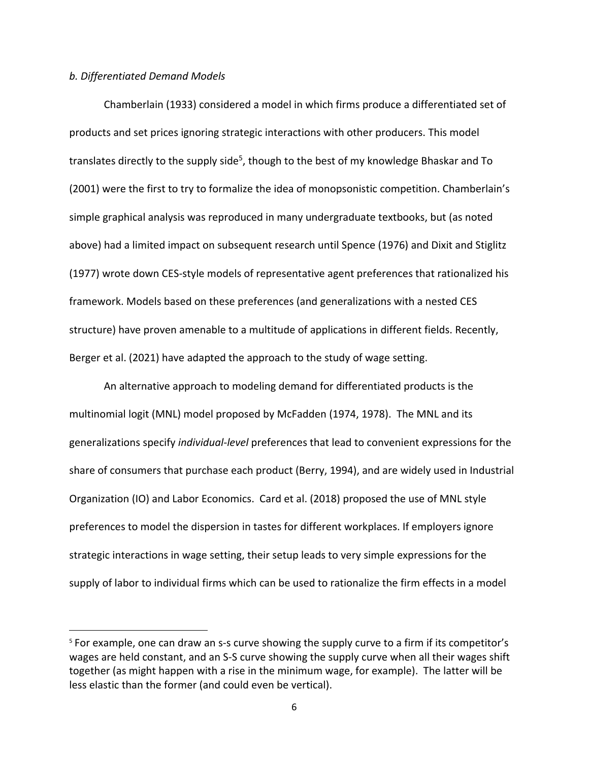*b. Differentiated Demand Models*

Chamberlain (1933) considered a model in which firms produce a differentiated set of products and set prices ignoring strategic interactions with other producers. This model translates directly to the supply side[5], though to the best of my knowledge Bhaskar and To (2001) were the first to try to formalize the idea of monopsonistic competition. Chamberlain's simple graphical analysis was reproduced in many undergraduate textbooks, but (as noted above) had a limited impact on subsequent research until Spence (1976) and Dixit and Stiglitz (1977) wrote down CES-style models of representative agent preferences that rationalized his framework. Models based on these preferences (and generalizations with a nested CES structure) have proven amenable to a multitude of applications in different fields. Recently, Berger et al. (2021) have adapted the approach to the study of wage setting.

An alternative approach to modeling demand for differentiated products is the multinomial logit (MNL) model proposed by McFadden (1974, 1978). The MNL and its generalizations specify *individual-level* preferences that lead to convenient expressions for the share of consumers that purchase each product (Berry, 1994), and are widely used in Industrial Organization (IO) and Labor Economics. Card et al. (2018) proposed the use of MNL style preferences to model the dispersion in tastes for different workplaces. If employers ignore strategic interactions in wage setting, their setup leads to very simple expressions for the supply of labor to individual firms which can be used to rationalize the firm effects in a model

[5] For example, one can draw an s-s curve showing the supply curve to a firm if its competitor's wages are held constant, and an S-S curve showing the supply curve when all their wages shift together (as might happen with a rise in the minimum wage, for example). The latter will be less elastic than the former (and could even be vertical).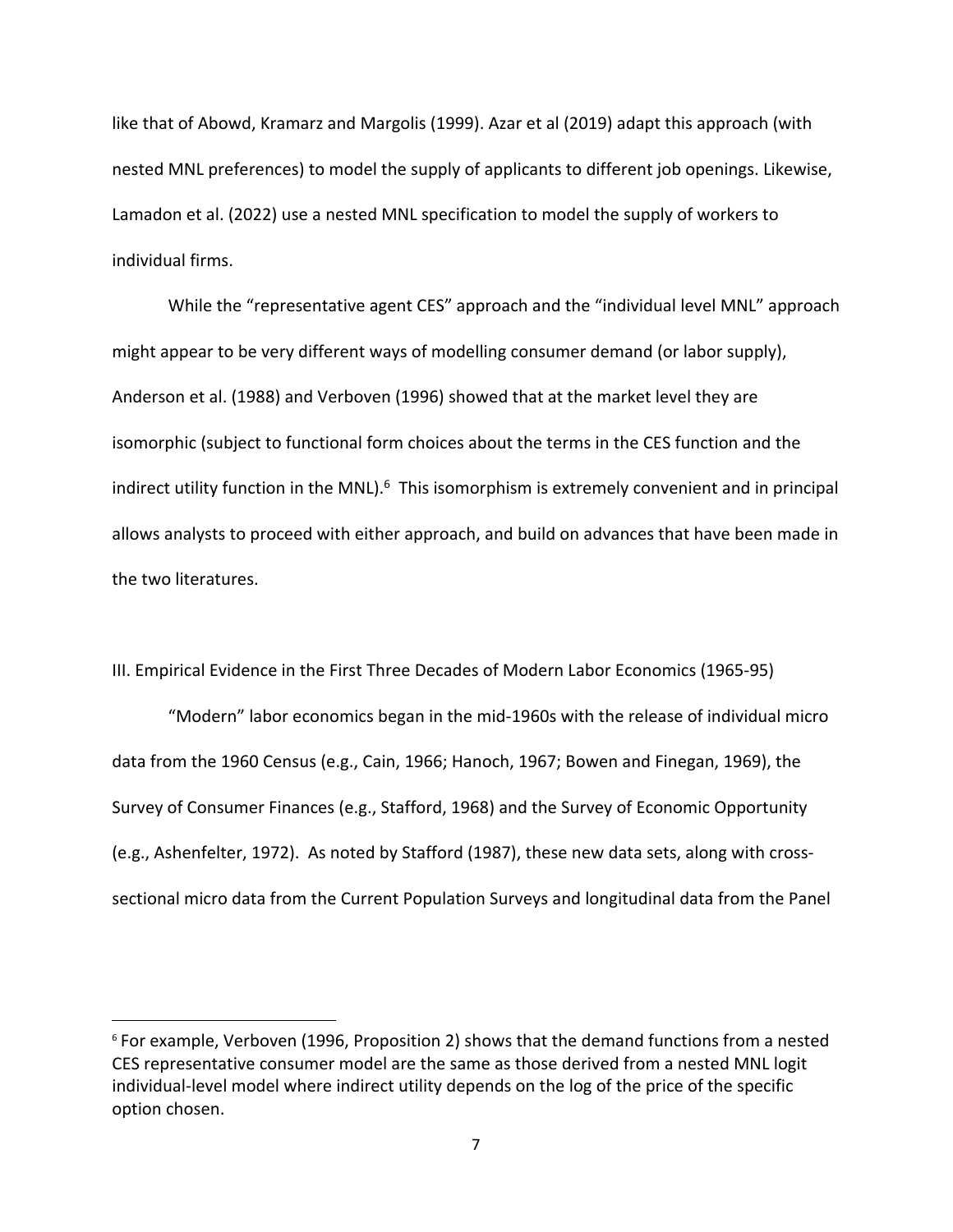like that of Abowd, Kramarz and Margolis (1999). Azar et al (2019) adapt this approach (with nested MNL preferences) to model the supply of applicants to different job openings. Likewise, Lamadon et al. (2022) use a nested MNL specification to model the supply of workers to individual firms.

While the "representative agent CES" approach and the "individual level MNL" approach might appear to be very different ways of modelling consumer demand (or labor supply), Anderson et al. (1988) and Verboven (1996) showed that at the market level they are isomorphic (subject to functional form choices about the terms in the CES function and the indirect utility function in the MNL).[6] This isomorphism is extremely convenient and in principal allows analysts to proceed with either approach, and build on advances that have been made in the two literatures.

## III. Empirical Evidence in the First Three Decades of Modern Labor Economics (1965-95)

"Modern" labor economics began in the mid-1960s with the release of individual micro data from the 1960 Census (e.g., Cain, 1966; Hanoch, 1967; Bowen and Finegan, 1969), the Survey of Consumer Finances (e.g., Stafford, 1968) and the Survey of Economic Opportunity (e.g., Ashenfelter, 1972). As noted by Stafford (1987), these new data sets, along with cross-sectional micro data from the Current Population Surveys and longitudinal data from the Panel

[6] For example, Verboven (1996, Proposition 2) shows that the demand functions from a nested CES representative consumer model are the same as those derived from a nested MNL logit individual-level model where indirect utility depends on the log of the price of the specific option chosen.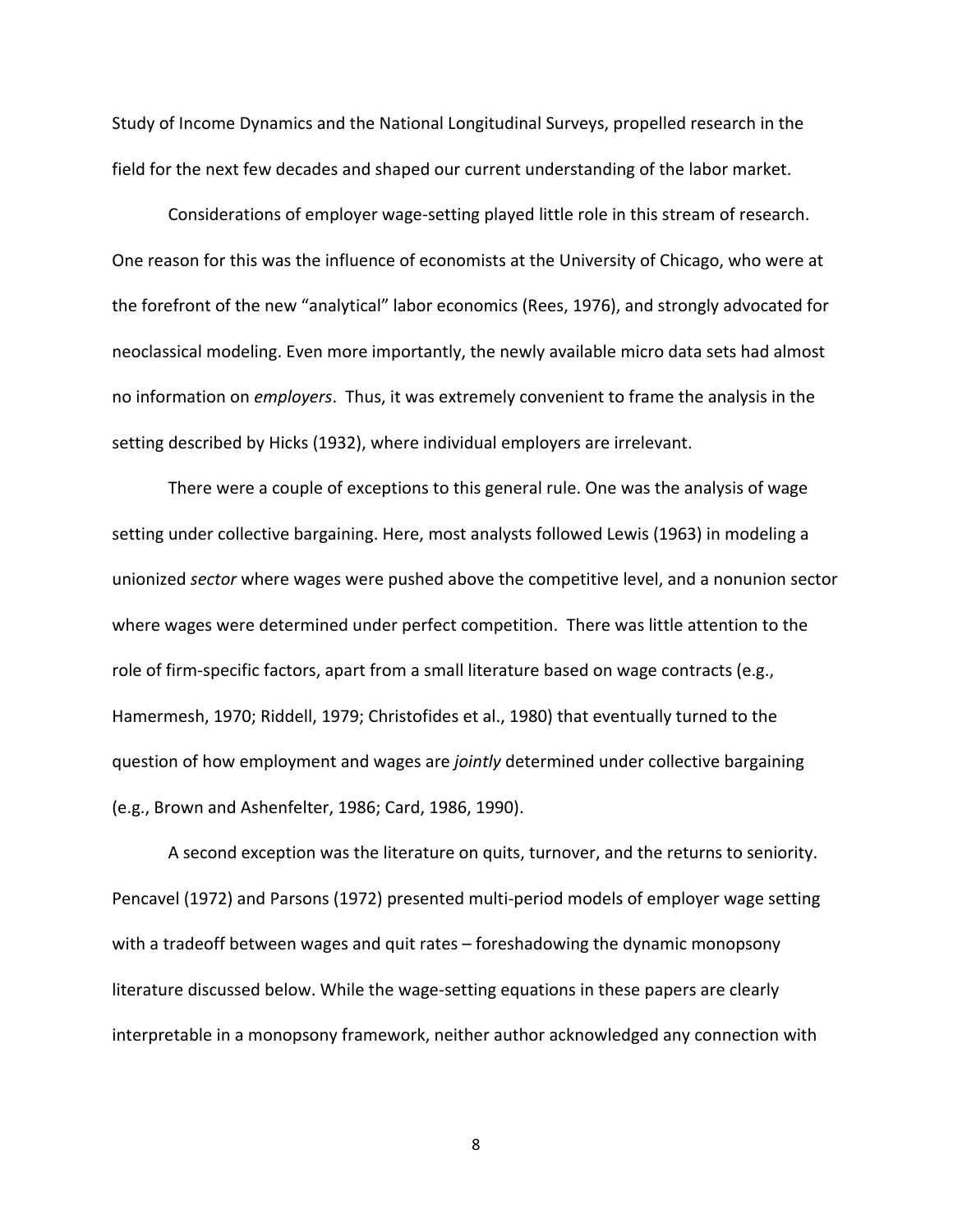Study of Income Dynamics and the National Longitudinal Surveys, propelled research in the field for the next few decades and shaped our current understanding of the labor market.

Considerations of employer wage-setting played little role in this stream of research. One reason for this was the influence of economists at the University of Chicago, who were at the forefront of the new "analytical" labor economics (Rees, 1976), and strongly advocated for neoclassical modeling. Even more importantly, the newly available micro data sets had almost no information on *employers*. Thus, it was extremely convenient to frame the analysis in the setting described by Hicks (1932), where individual employers are irrelevant.

There were a couple of exceptions to this general rule. One was the analysis of wage setting under collective bargaining. Here, most analysts followed Lewis (1963) in modeling a unionized *sector* where wages were pushed above the competitive level, and a nonunion sector where wages were determined under perfect competition. There was little attention to the role of firm-specific factors, apart from a small literature based on wage contracts (e.g., Hamermesh, 1970; Riddell, 1979; Christofides et al., 1980) that eventually turned to the question of how employment and wages are *jointly* determined under collective bargaining (e.g., Brown and Ashenfelter, 1986; Card, 1986, 1990).

A second exception was the literature on quits, turnover, and the returns to seniority. Pencavel (1972) and Parsons (1972) presented multi-period models of employer wage setting with a tradeoff between wages and quit rates – foreshadowing the dynamic monopsony literature discussed below. While the wage-setting equations in these papers are clearly interpretable in a monopsony framework, neither author acknowledged any connection with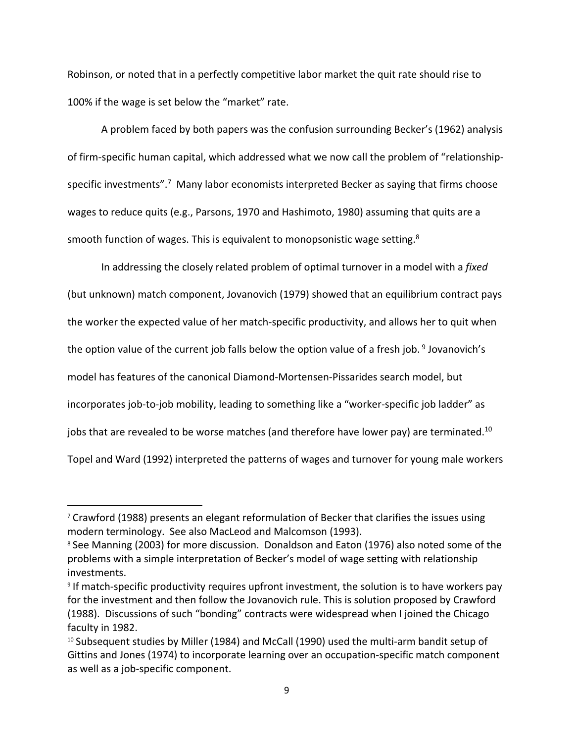Robinson, or noted that in a perfectly competitive labor market the quit rate should rise to 100% if the wage is set below the "market" rate.

A problem faced by both papers was the confusion surrounding Becker's (1962) analysis of firm-specific human capital, which addressed what we now call the problem of "relationship-specific investments".[7] Many labor economists interpreted Becker as saying that firms choose wages to reduce quits (e.g., Parsons, 1970 and Hashimoto, 1980) assuming that quits are a smooth function of wages. This is equivalent to monopsonistic wage setting.[8]

In addressing the closely related problem of optimal turnover in a model with a *fixed* (but unknown) match component, Jovanovich (1979) showed that an equilibrium contract pays the worker the expected value of her match-specific productivity, and allows her to quit when the option value of the current job falls below the option value of a fresh job.[9] Jovanovich's model has features of the canonical Diamond-Mortensen-Pissarides search model, but incorporates job-to-job mobility, leading to something like a "worker-specific job ladder" as jobs that are revealed to be worse matches (and therefore have lower pay) are terminated.[10] Topel and Ward (1992) interpreted the patterns of wages and turnover for young male workers

---

[7] Crawford (1988) presents an elegant reformulation of Becker that clarifies the issues using modern terminology. See also MacLeod and Malcomson (1993).

[8] See Manning (2003) for more discussion. Donaldson and Eaton (1976) also noted some of the problems with a simple interpretation of Becker's model of wage setting with relationship investments.

[9] If match-specific productivity requires upfront investment, the solution is to have workers pay for the investment and then follow the Jovanovich rule. This is solution proposed by Crawford (1988). Discussions of such "bonding" contracts were widespread when I joined the Chicago faculty in 1982.

[10] Subsequent studies by Miller (1984) and McCall (1990) used the multi-arm bandit setup of Gittins and Jones (1974) to incorporate learning over an occupation-specific match component as well as a job-specific component.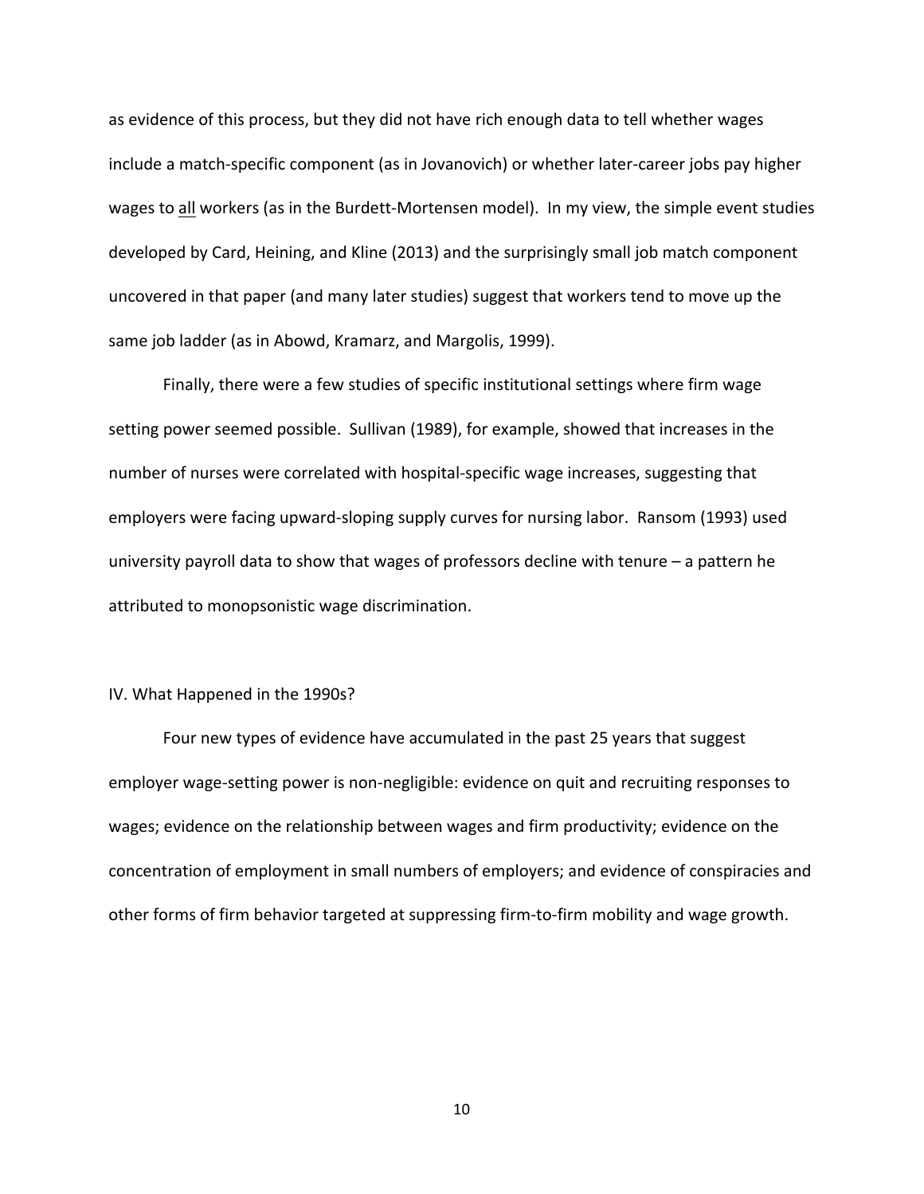as evidence of this process, but they did not have rich enough data to tell whether wages include a match-specific component (as in Jovanovich) or whether later-career jobs pay higher wages to <u>all</u> workers (as in the Burdett-Mortensen model). In my view, the simple event studies developed by Card, Heining, and Kline (2013) and the surprisingly small job match component uncovered in that paper (and many later studies) suggest that workers tend to move up the same job ladder (as in Abowd, Kramarz, and Margolis, 1999).

Finally, there were a few studies of specific institutional settings where firm wage setting power seemed possible. Sullivan (1989), for example, showed that increases in the number of nurses were correlated with hospital-specific wage increases, suggesting that employers were facing upward-sloping supply curves for nursing labor. Ransom (1993) used university payroll data to show that wages of professors decline with tenure – a pattern he attributed to monopsonistic wage discrimination.

## IV. What Happened in the 1990s?

Four new types of evidence have accumulated in the past 25 years that suggest employer wage-setting power is non-negligible: evidence on quit and recruiting responses to wages; evidence on the relationship between wages and firm productivity; evidence on the concentration of employment in small numbers of employers; and evidence of conspiracies and other forms of firm behavior targeted at suppressing firm-to-firm mobility and wage growth.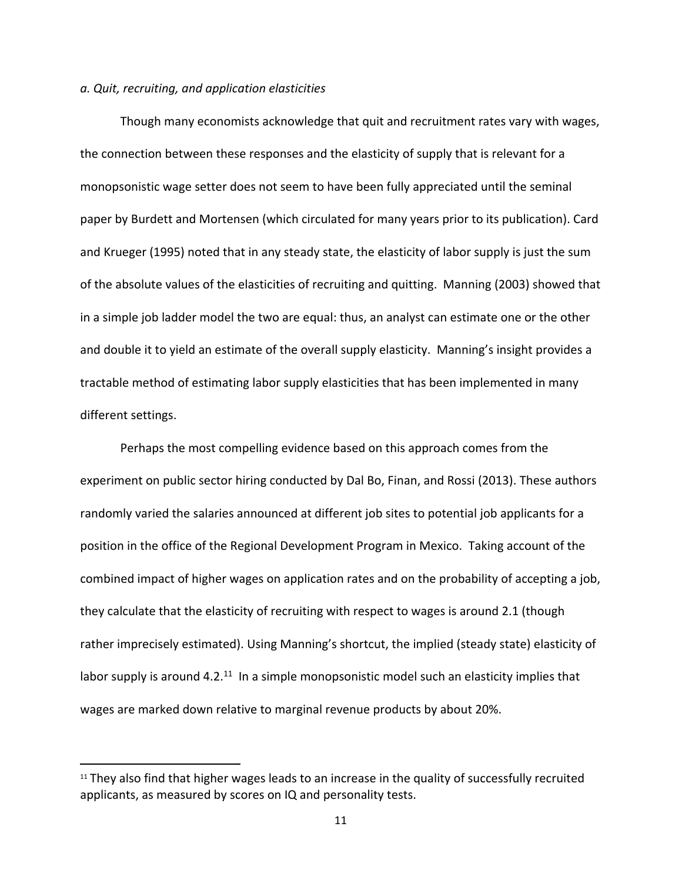*a. Quit, recruiting, and application elasticities*

Though many economists acknowledge that quit and recruitment rates vary with wages, the connection between these responses and the elasticity of supply that is relevant for a monopsonistic wage setter does not seem to have been fully appreciated until the seminal paper by Burdett and Mortensen (which circulated for many years prior to its publication). Card and Krueger (1995) noted that in any steady state, the elasticity of labor supply is just the sum of the absolute values of the elasticities of recruiting and quitting. Manning (2003) showed that in a simple job ladder model the two are equal: thus, an analyst can estimate one or the other and double it to yield an estimate of the overall supply elasticity. Manning's insight provides a tractable method of estimating labor supply elasticities that has been implemented in many different settings.

Perhaps the most compelling evidence based on this approach comes from the experiment on public sector hiring conducted by Dal Bo, Finan, and Rossi (2013). These authors randomly varied the salaries announced at different job sites to potential job applicants for a position in the office of the Regional Development Program in Mexico. Taking account of the combined impact of higher wages on application rates and on the probability of accepting a job, they calculate that the elasticity of recruiting with respect to wages is around 2.1 (though rather imprecisely estimated). Using Manning's shortcut, the implied (steady state) elasticity of labor supply is around 4.2.[11] In a simple monopsonistic model such an elasticity implies that wages are marked down relative to marginal revenue products by about 20%.

---

[11] They also find that higher wages leads to an increase in the quality of successfully recruited applicants, as measured by scores on IQ and personality tests.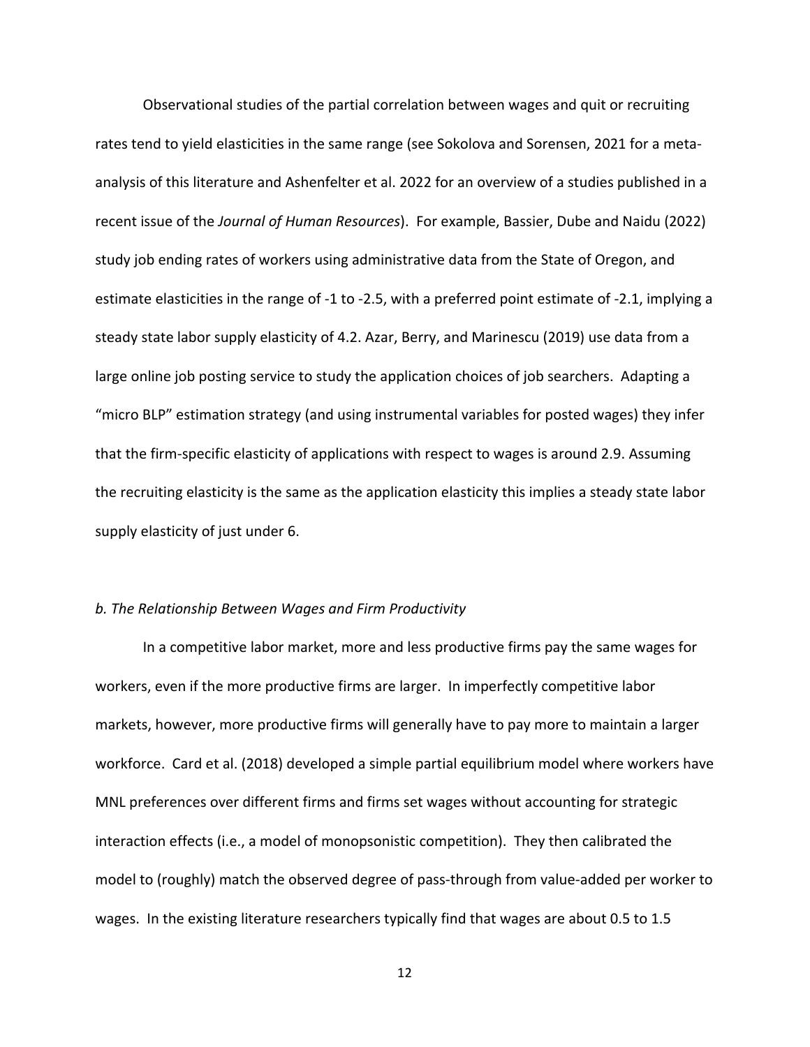Observational studies of the partial correlation between wages and quit or recruiting rates tend to yield elasticities in the same range (see Sokolova and Sorensen, 2021 for a meta-analysis of this literature and Ashenfelter et al. 2022 for an overview of a studies published in a recent issue of the *Journal of Human Resources*). For example, Bassier, Dube and Naidu (2022) study job ending rates of workers using administrative data from the State of Oregon, and estimate elasticities in the range of -1 to -2.5, with a preferred point estimate of -2.1, implying a steady state labor supply elasticity of 4.2. Azar, Berry, and Marinescu (2019) use data from a large online job posting service to study the application choices of job searchers. Adapting a "micro BLP" estimation strategy (and using instrumental variables for posted wages) they infer that the firm-specific elasticity of applications with respect to wages is around 2.9. Assuming the recruiting elasticity is the same as the application elasticity this implies a steady state labor supply elasticity of just under 6.

*b. The Relationship Between Wages and Firm Productivity*

In a competitive labor market, more and less productive firms pay the same wages for workers, even if the more productive firms are larger. In imperfectly competitive labor markets, however, more productive firms will generally have to pay more to maintain a larger workforce. Card et al. (2018) developed a simple partial equilibrium model where workers have MNL preferences over different firms and firms set wages without accounting for strategic interaction effects (i.e., a model of monopsonistic competition). They then calibrated the model to (roughly) match the observed degree of pass-through from value-added per worker to wages. In the existing literature researchers typically find that wages are about 0.5 to 1.5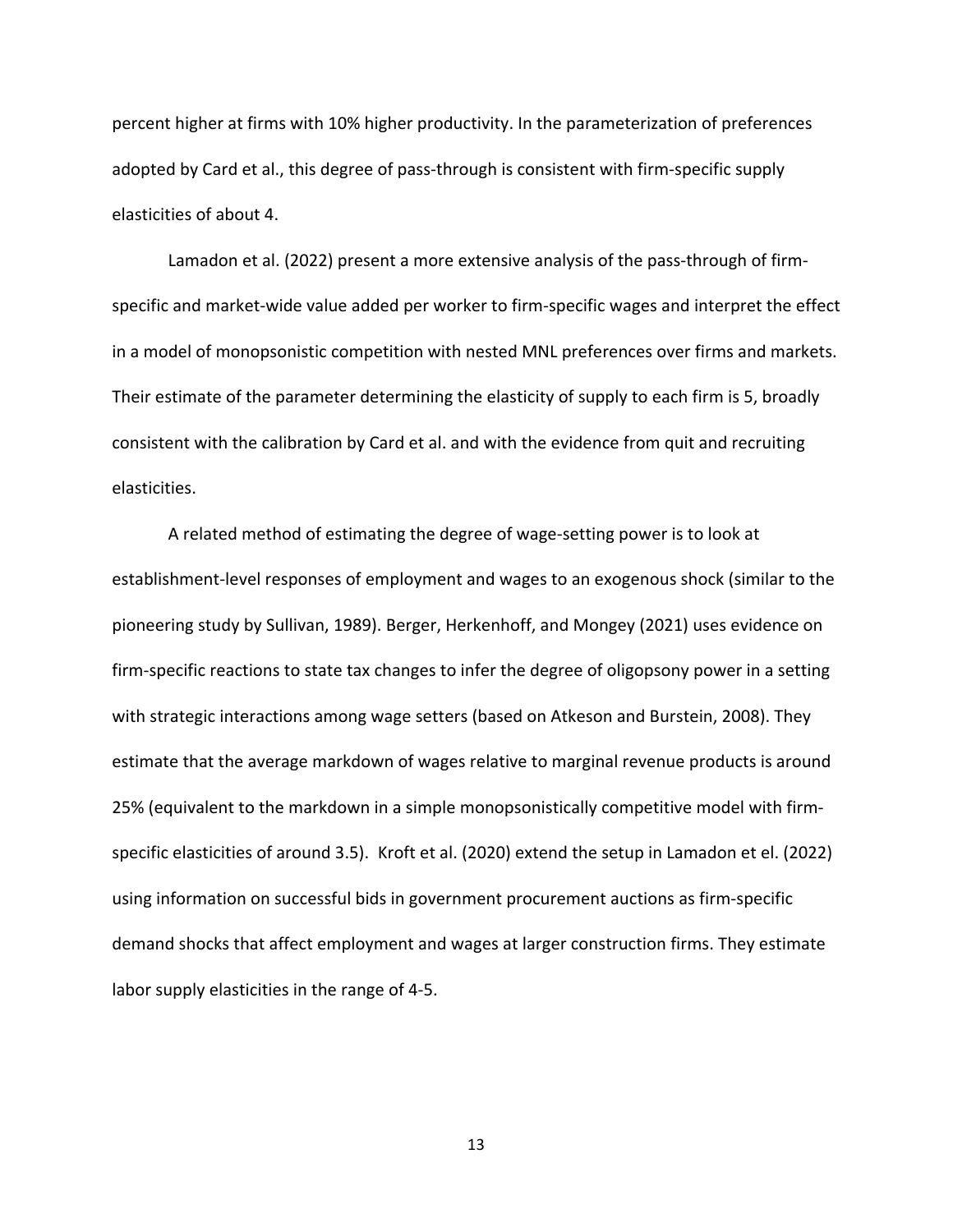percent higher at firms with 10% higher productivity. In the parameterization of preferences adopted by Card et al., this degree of pass-through is consistent with firm-specific supply elasticities of about 4.

Lamadon et al. (2022) present a more extensive analysis of the pass-through of firm-specific and market-wide value added per worker to firm-specific wages and interpret the effect in a model of monopsonistic competition with nested MNL preferences over firms and markets. Their estimate of the parameter determining the elasticity of supply to each firm is 5, broadly consistent with the calibration by Card et al. and with the evidence from quit and recruiting elasticities.

A related method of estimating the degree of wage-setting power is to look at establishment-level responses of employment and wages to an exogenous shock (similar to the pioneering study by Sullivan, 1989). Berger, Herkenhoff, and Mongey (2021) uses evidence on firm-specific reactions to state tax changes to infer the degree of oligopsony power in a setting with strategic interactions among wage setters (based on Atkeson and Burstein, 2008). They estimate that the average markdown of wages relative to marginal revenue products is around 25% (equivalent to the markdown in a simple monopsonistically competitive model with firm-specific elasticities of around 3.5). Kroft et al. (2020) extend the setup in Lamadon et el. (2022) using information on successful bids in government procurement auctions as firm-specific demand shocks that affect employment and wages at larger construction firms. They estimate labor supply elasticities in the range of 4-5.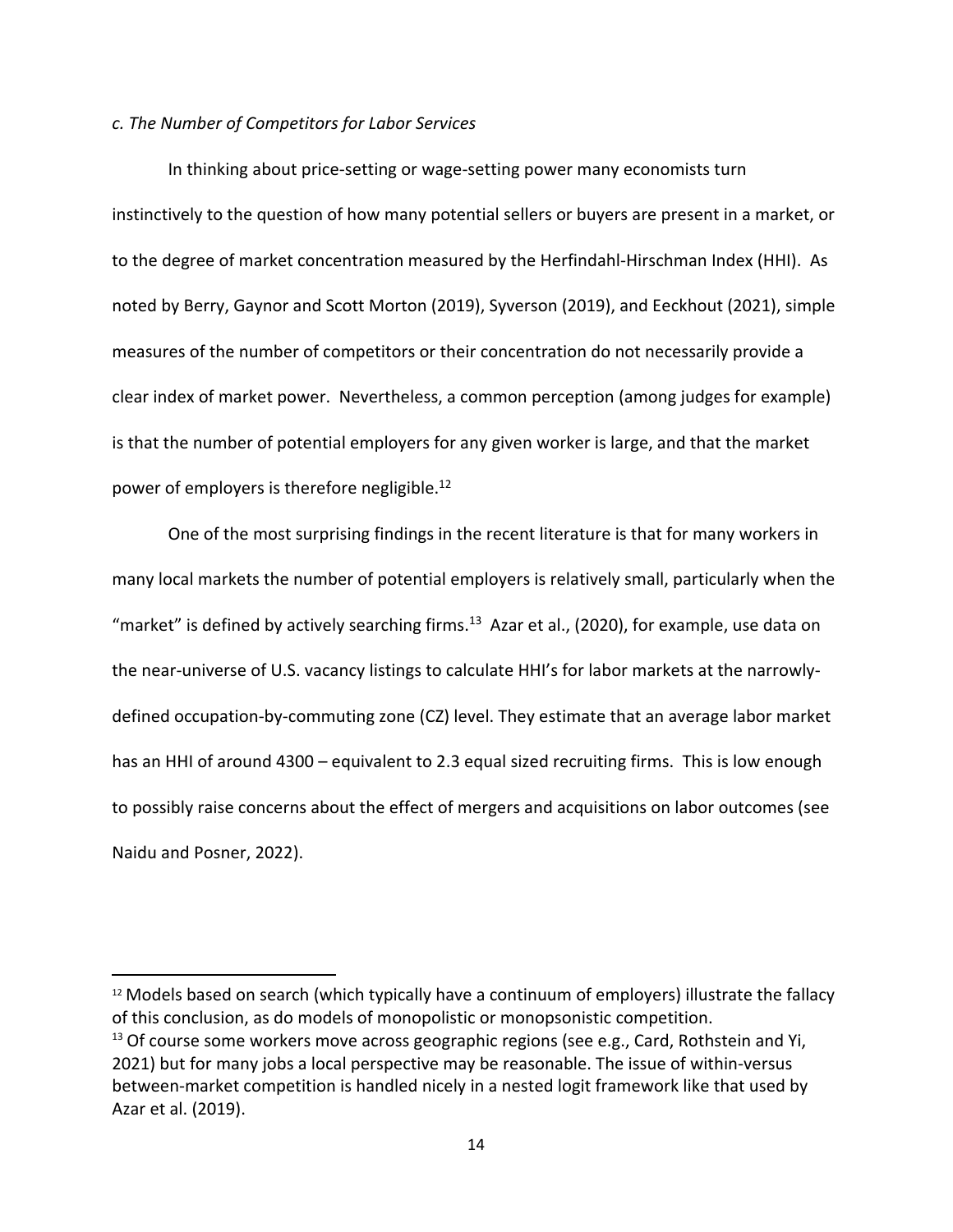*c. The Number of Competitors for Labor Services*

In thinking about price-setting or wage-setting power many economists turn instinctively to the question of how many potential sellers or buyers are present in a market, or to the degree of market concentration measured by the Herfindahl-Hirschman Index (HHI). As noted by Berry, Gaynor and Scott Morton (2019), Syverson (2019), and Eeckhout (2021), simple measures of the number of competitors or their concentration do not necessarily provide a clear index of market power. Nevertheless, a common perception (among judges for example) is that the number of potential employers for any given worker is large, and that the market power of employers is therefore negligible.[12]

One of the most surprising findings in the recent literature is that for many workers in many local markets the number of potential employers is relatively small, particularly when the "market" is defined by actively searching firms.[13] Azar et al., (2020), for example, use data on the near-universe of U.S. vacancy listings to calculate HHI's for labor markets at the narrowly-defined occupation-by-commuting zone (CZ) level. They estimate that an average labor market has an HHI of around 4300 – equivalent to 2.3 equal sized recruiting firms. This is low enough to possibly raise concerns about the effect of mergers and acquisitions on labor outcomes (see Naidu and Posner, 2022).

---

[12] Models based on search (which typically have a continuum of employers) illustrate the fallacy of this conclusion, as do models of monopolistic or monopsonistic competition.

[13] Of course some workers move across geographic regions (see e.g., Card, Rothstein and Yi, 2021) but for many jobs a local perspective may be reasonable. The issue of within-versus between-market competition is handled nicely in a nested logit framework like that used by Azar et al. (2019).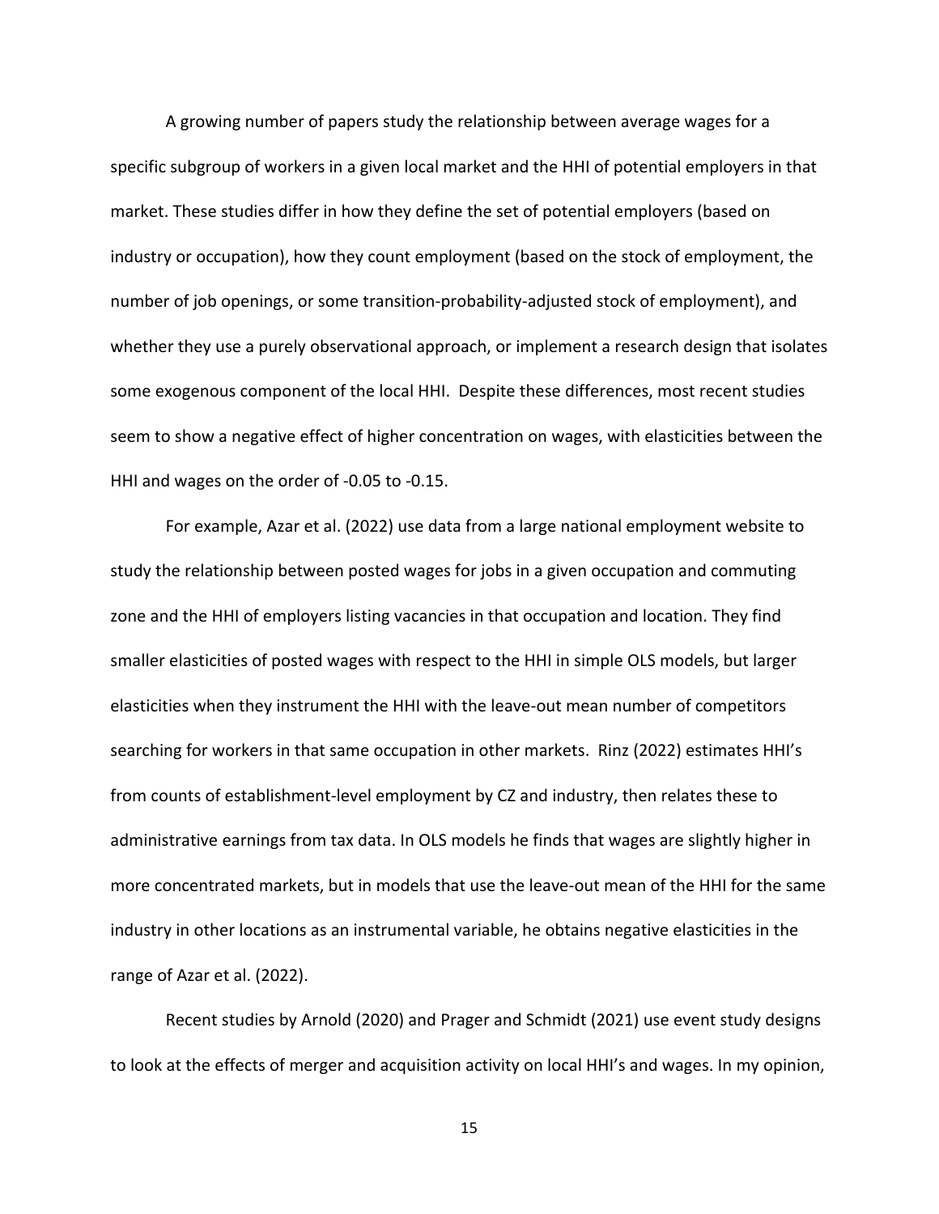A growing number of papers study the relationship between average wages for a specific subgroup of workers in a given local market and the HHI of potential employers in that market. These studies differ in how they define the set of potential employers (based on industry or occupation), how they count employment (based on the stock of employment, the number of job openings, or some transition-probability-adjusted stock of employment), and whether they use a purely observational approach, or implement a research design that isolates some exogenous component of the local HHI. Despite these differences, most recent studies seem to show a negative effect of higher concentration on wages, with elasticities between the HHI and wages on the order of -0.05 to -0.15.

For example, Azar et al. (2022) use data from a large national employment website to study the relationship between posted wages for jobs in a given occupation and commuting zone and the HHI of employers listing vacancies in that occupation and location. They find smaller elasticities of posted wages with respect to the HHI in simple OLS models, but larger elasticities when they instrument the HHI with the leave-out mean number of competitors searching for workers in that same occupation in other markets. Rinz (2022) estimates HHI's from counts of establishment-level employment by CZ and industry, then relates these to administrative earnings from tax data. In OLS models he finds that wages are slightly higher in more concentrated markets, but in models that use the leave-out mean of the HHI for the same industry in other locations as an instrumental variable, he obtains negative elasticities in the range of Azar et al. (2022).

Recent studies by Arnold (2020) and Prager and Schmidt (2021) use event study designs to look at the effects of merger and acquisition activity on local HHI's and wages. In my opinion,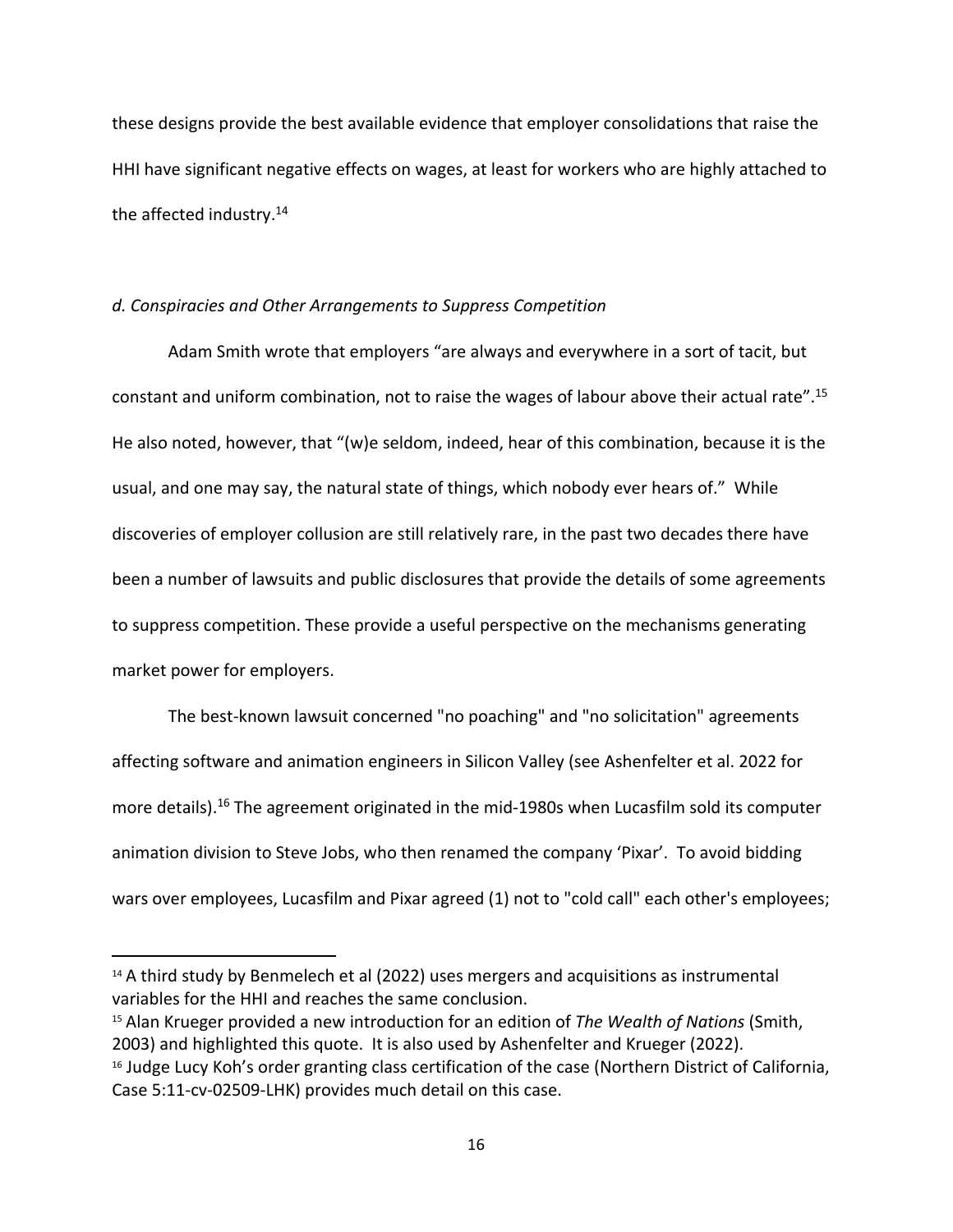these designs provide the best available evidence that employer consolidations that raise the HHI have significant negative effects on wages, at least for workers who are highly attached to the affected industry.[14]

*d. Conspiracies and Other Arrangements to Suppress Competition*

Adam Smith wrote that employers "are always and everywhere in a sort of tacit, but constant and uniform combination, not to raise the wages of labour above their actual rate".[15] He also noted, however, that "(w)e seldom, indeed, hear of this combination, because it is the usual, and one may say, the natural state of things, which nobody ever hears of." While discoveries of employer collusion are still relatively rare, in the past two decades there have been a number of lawsuits and public disclosures that provide the details of some agreements to suppress competition. These provide a useful perspective on the mechanisms generating market power for employers.

The best-known lawsuit concerned "no poaching" and "no solicitation" agreements affecting software and animation engineers in Silicon Valley (see Ashenfelter et al. 2022 for more details).[16] The agreement originated in the mid-1980s when Lucasfilm sold its computer animation division to Steve Jobs, who then renamed the company 'Pixar'. To avoid bidding wars over employees, Lucasfilm and Pixar agreed (1) not to "cold call" each other's employees;

---

[14] A third study by Benmelech et al (2022) uses mergers and acquisitions as instrumental variables for the HHI and reaches the same conclusion.

[15] Alan Krueger provided a new introduction for an edition of *The Wealth of Nations* (Smith, 2003) and highlighted this quote. It is also used by Ashenfelter and Krueger (2022).

[16] Judge Lucy Koh's order granting class certification of the case (Northern District of California, Case 5:11-cv-02509-LHK) provides much detail on this case.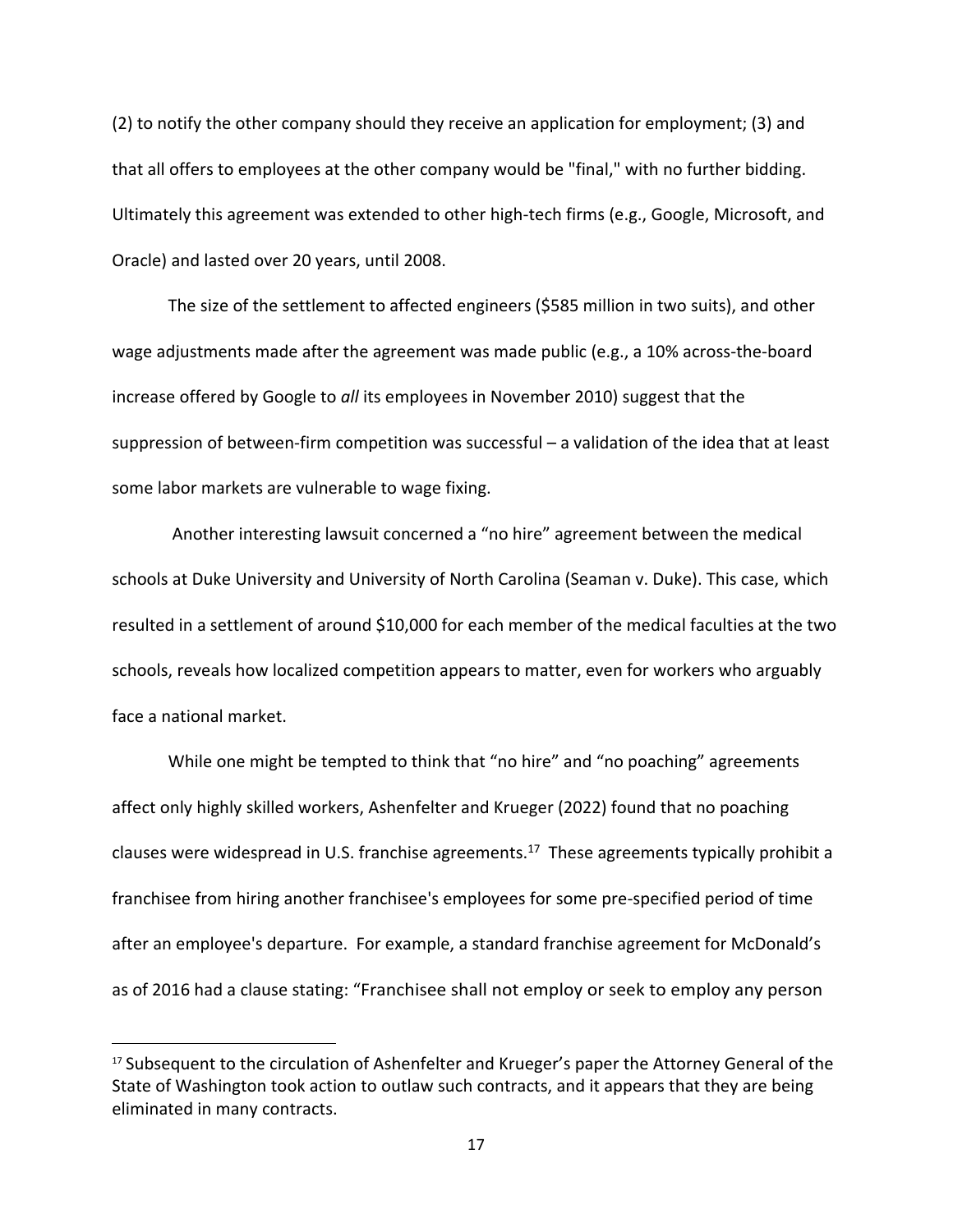(2) to notify the other company should they receive an application for employment; (3) and that all offers to employees at the other company would be "final," with no further bidding. Ultimately this agreement was extended to other high-tech firms (e.g., Google, Microsoft, and Oracle) and lasted over 20 years, until 2008.

The size of the settlement to affected engineers ($585 million in two suits), and other wage adjustments made after the agreement was made public (e.g., a 10% across-the-board increase offered by Google to *all* its employees in November 2010) suggest that the suppression of between-firm competition was successful – a validation of the idea that at least some labor markets are vulnerable to wage fixing.

Another interesting lawsuit concerned a "no hire" agreement between the medical schools at Duke University and University of North Carolina (Seaman v. Duke). This case, which resulted in a settlement of around $10,000 for each member of the medical faculties at the two schools, reveals how localized competition appears to matter, even for workers who arguably face a national market.

While one might be tempted to think that "no hire" and "no poaching" agreements affect only highly skilled workers, Ashenfelter and Krueger (2022) found that no poaching clauses were widespread in U.S. franchise agreements.[17] These agreements typically prohibit a franchisee from hiring another franchisee's employees for some pre-specified period of time after an employee's departure. For example, a standard franchise agreement for McDonald's as of 2016 had a clause stating: "Franchisee shall not employ or seek to employ any person

[17] Subsequent to the circulation of Ashenfelter and Krueger's paper the Attorney General of the State of Washington took action to outlaw such contracts, and it appears that they are being eliminated in many contracts.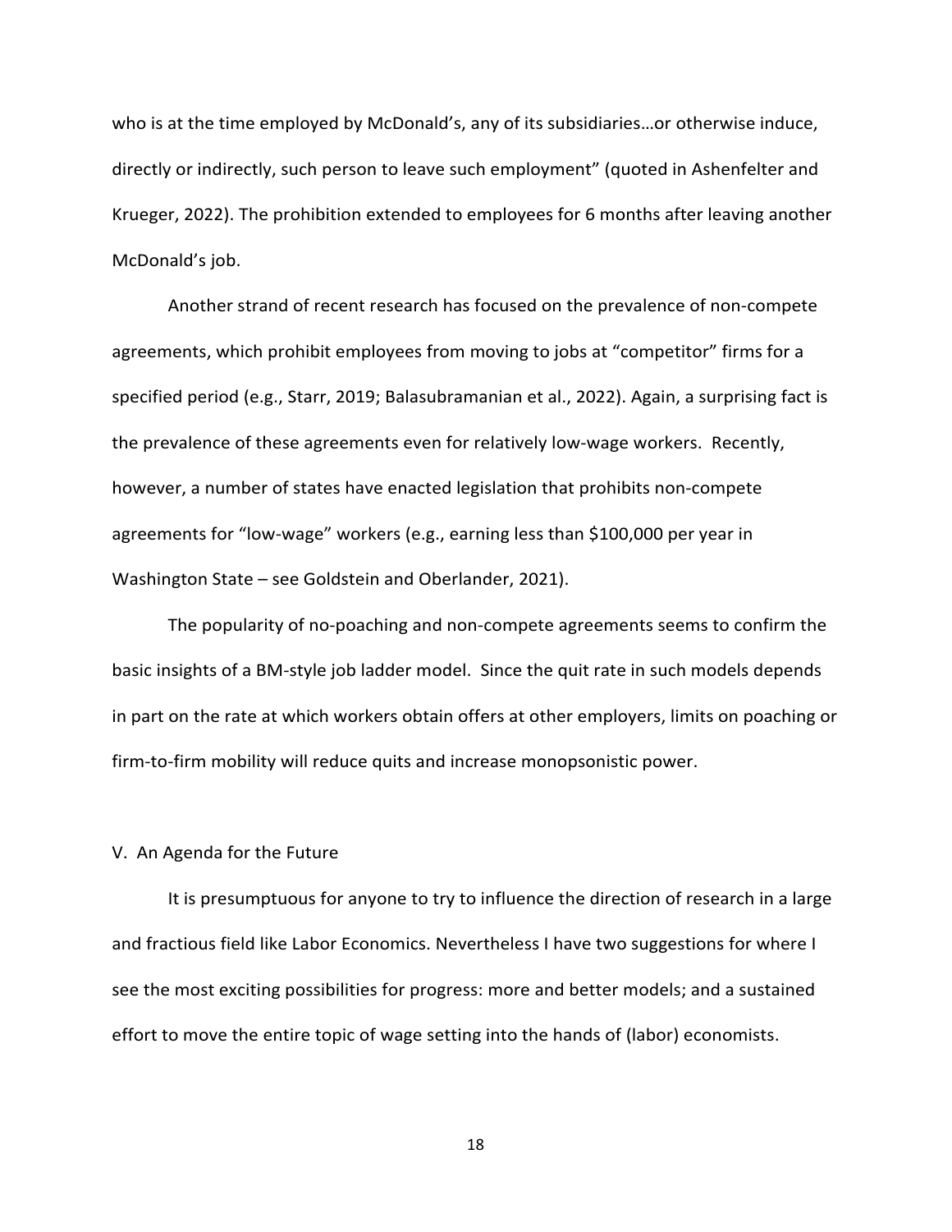who is at the time employed by McDonald's, any of its subsidiaries…or otherwise induce, directly or indirectly, such person to leave such employment" (quoted in Ashenfelter and Krueger, 2022). The prohibition extended to employees for 6 months after leaving another McDonald's job.

Another strand of recent research has focused on the prevalence of non-compete agreements, which prohibit employees from moving to jobs at "competitor" firms for a specified period (e.g., Starr, 2019; Balasubramanian et al., 2022). Again, a surprising fact is the prevalence of these agreements even for relatively low-wage workers. Recently, however, a number of states have enacted legislation that prohibits non-compete agreements for "low-wage" workers (e.g., earning less than $100,000 per year in Washington State – see Goldstein and Oberlander, 2021).

The popularity of no-poaching and non-compete agreements seems to confirm the basic insights of a BM-style job ladder model. Since the quit rate in such models depends in part on the rate at which workers obtain offers at other employers, limits on poaching or firm-to-firm mobility will reduce quits and increase monopsonistic power.

## V. An Agenda for the Future

It is presumptuous for anyone to try to influence the direction of research in a large and fractious field like Labor Economics. Nevertheless I have two suggestions for where I see the most exciting possibilities for progress: more and better models; and a sustained effort to move the entire topic of wage setting into the hands of (labor) economists.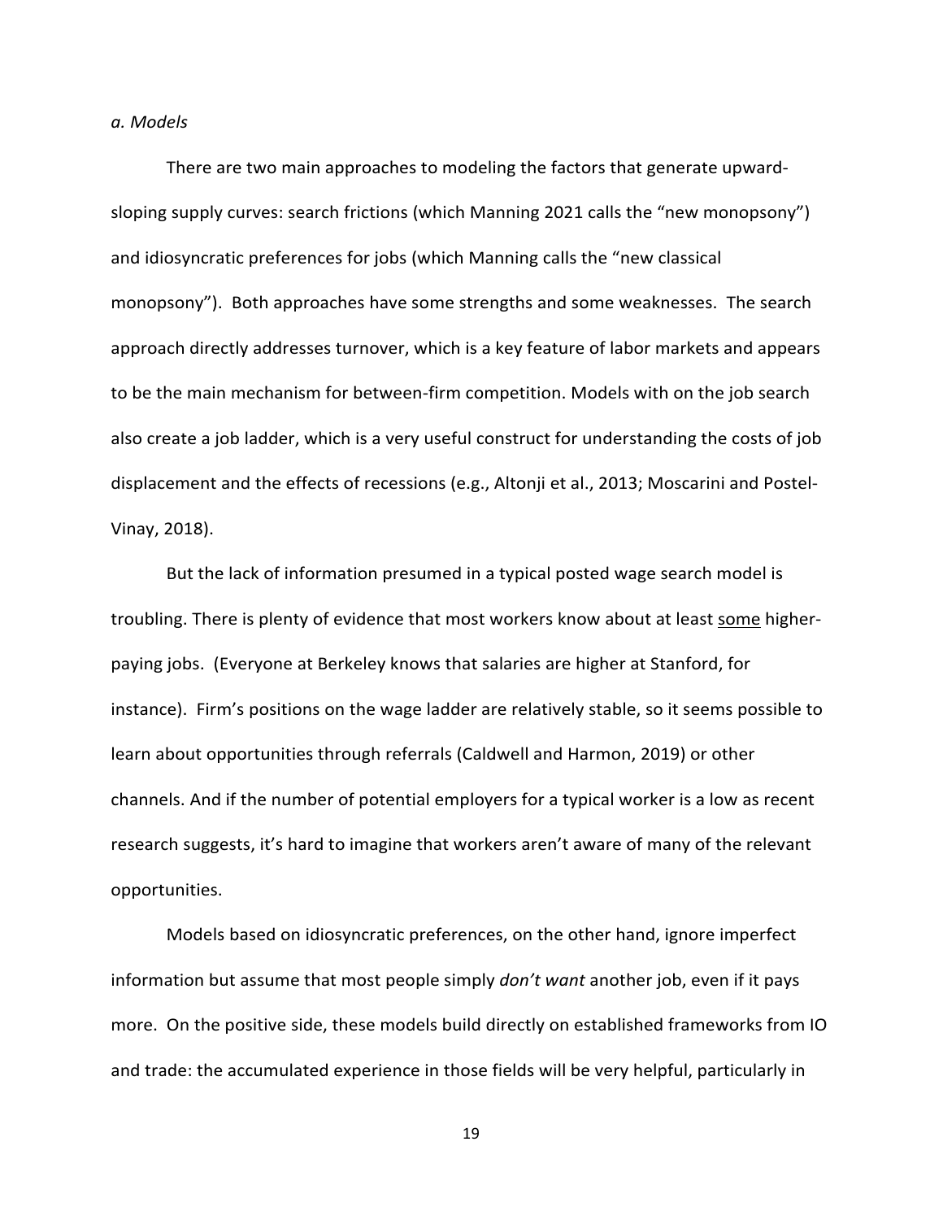*a. Models*

There are two main approaches to modeling the factors that generate upward-sloping supply curves: search frictions (which Manning 2021 calls the "new monopsony") and idiosyncratic preferences for jobs (which Manning calls the "new classical monopsony"). Both approaches have some strengths and some weaknesses. The search approach directly addresses turnover, which is a key feature of labor markets and appears to be the main mechanism for between-firm competition. Models with on the job search also create a job ladder, which is a very useful construct for understanding the costs of job displacement and the effects of recessions (e.g., Altonji et al., 2013; Moscarini and Postel-Vinay, 2018).

But the lack of information presumed in a typical posted wage search model is troubling. There is plenty of evidence that most workers know about at least <u>some</u> higher-paying jobs. (Everyone at Berkeley knows that salaries are higher at Stanford, for instance). Firm's positions on the wage ladder are relatively stable, so it seems possible to learn about opportunities through referrals (Caldwell and Harmon, 2019) or other channels. And if the number of potential employers for a typical worker is a low as recent research suggests, it's hard to imagine that workers aren't aware of many of the relevant opportunities.

Models based on idiosyncratic preferences, on the other hand, ignore imperfect information but assume that most people simply *don't want* another job, even if it pays more. On the positive side, these models build directly on established frameworks from IO and trade: the accumulated experience in those fields will be very helpful, particularly in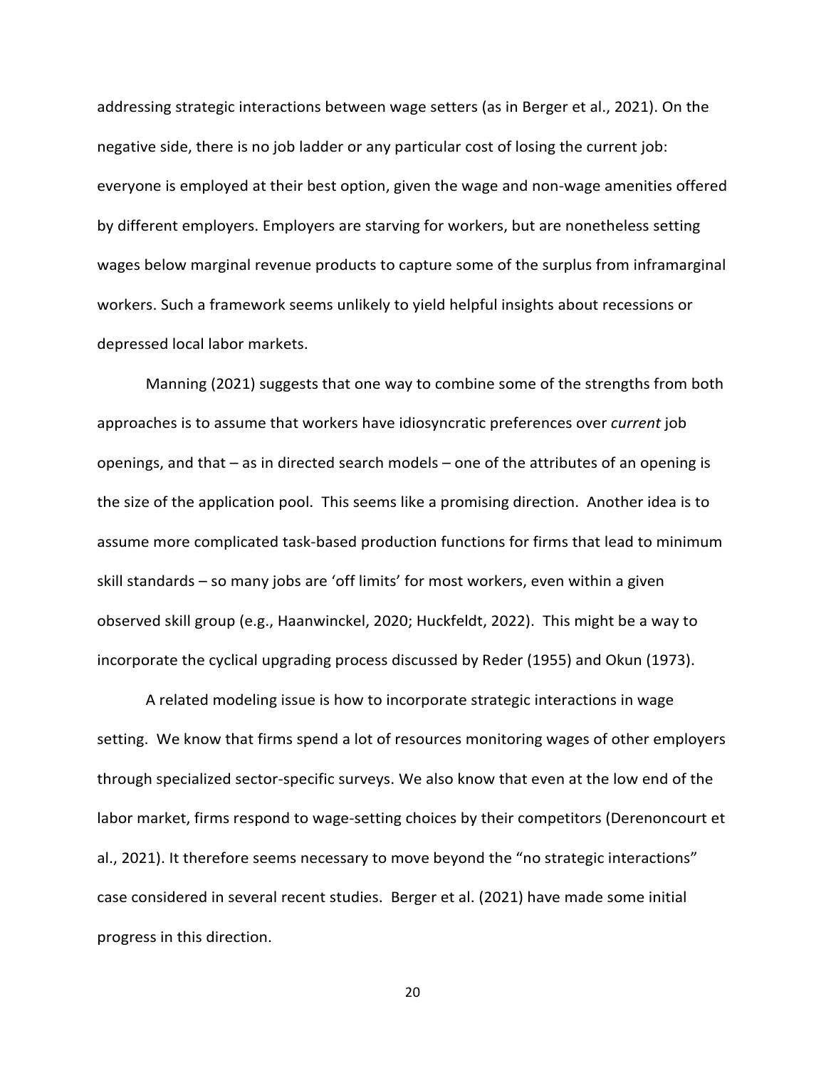addressing strategic interactions between wage setters (as in Berger et al., 2021). On the negative side, there is no job ladder or any particular cost of losing the current job: everyone is employed at their best option, given the wage and non-wage amenities offered by different employers. Employers are starving for workers, but are nonetheless setting wages below marginal revenue products to capture some of the surplus from inframarginal workers. Such a framework seems unlikely to yield helpful insights about recessions or depressed local labor markets.

Manning (2021) suggests that one way to combine some of the strengths from both approaches is to assume that workers have idiosyncratic preferences over *current* job openings, and that – as in directed search models – one of the attributes of an opening is the size of the application pool. This seems like a promising direction. Another idea is to assume more complicated task-based production functions for firms that lead to minimum skill standards – so many jobs are 'off limits' for most workers, even within a given observed skill group (e.g., Haanwinckel, 2020; Huckfeldt, 2022). This might be a way to incorporate the cyclical upgrading process discussed by Reder (1955) and Okun (1973).

A related modeling issue is how to incorporate strategic interactions in wage setting. We know that firms spend a lot of resources monitoring wages of other employers through specialized sector-specific surveys. We also know that even at the low end of the labor market, firms respond to wage-setting choices by their competitors (Derenoncourt et al., 2021). It therefore seems necessary to move beyond the "no strategic interactions" case considered in several recent studies. Berger et al. (2021) have made some initial progress in this direction.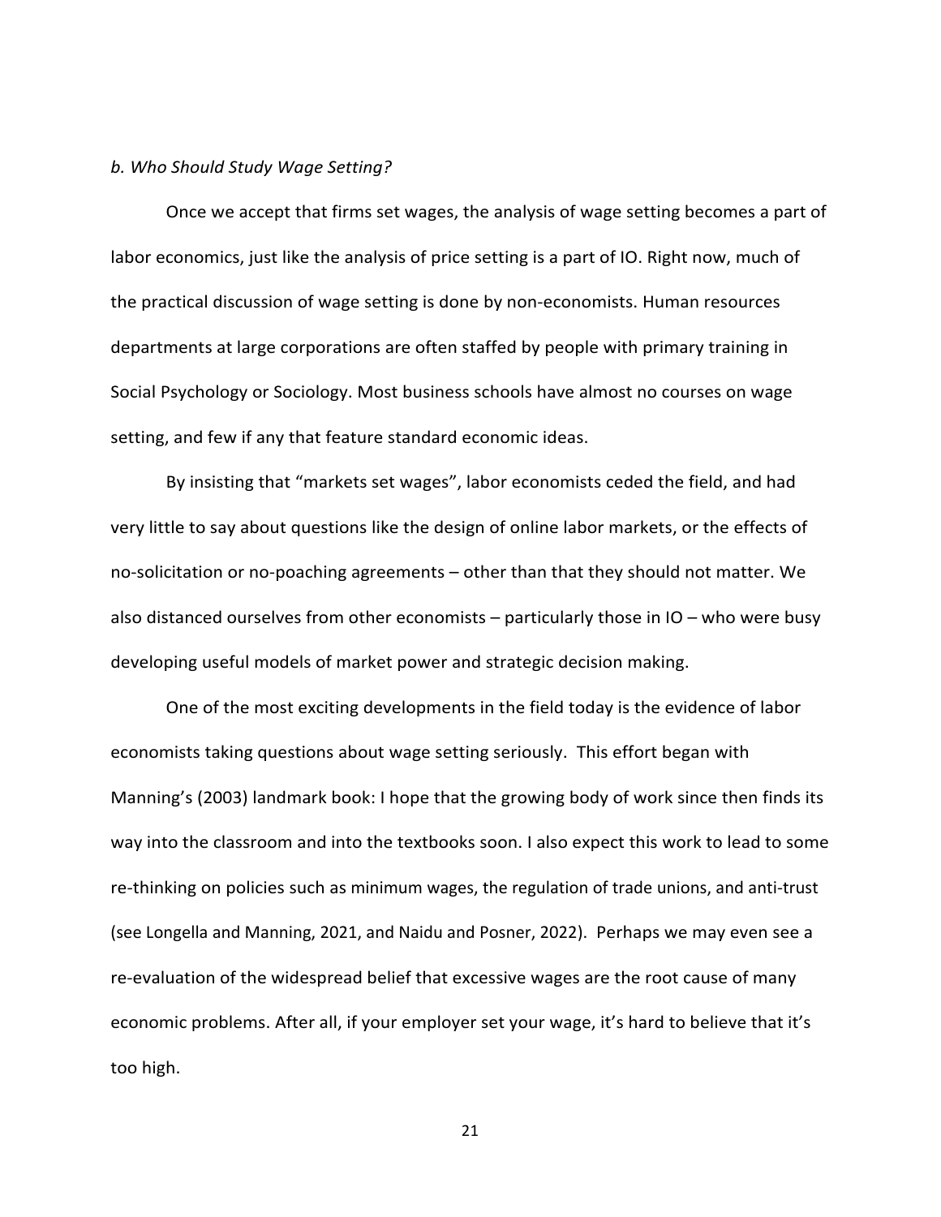### *b. Who Should Study Wage Setting?*

Once we accept that firms set wages, the analysis of wage setting becomes a part of labor economics, just like the analysis of price setting is a part of IO. Right now, much of the practical discussion of wage setting is done by non-economists. Human resources departments at large corporations are often staffed by people with primary training in Social Psychology or Sociology. Most business schools have almost no courses on wage setting, and few if any that feature standard economic ideas.

By insisting that "markets set wages", labor economists ceded the field, and had very little to say about questions like the design of online labor markets, or the effects of no-solicitation or no-poaching agreements – other than that they should not matter. We also distanced ourselves from other economists – particularly those in IO – who were busy developing useful models of market power and strategic decision making.

One of the most exciting developments in the field today is the evidence of labor economists taking questions about wage setting seriously. This effort began with Manning's (2003) landmark book: I hope that the growing body of work since then finds its way into the classroom and into the textbooks soon. I also expect this work to lead to some re-thinking on policies such as minimum wages, the regulation of trade unions, and anti-trust (see Longella and Manning, 2021, and Naidu and Posner, 2022). Perhaps we may even see a re-evaluation of the widespread belief that excessive wages are the root cause of many economic problems. After all, if your employer set your wage, it's hard to believe that it's too high.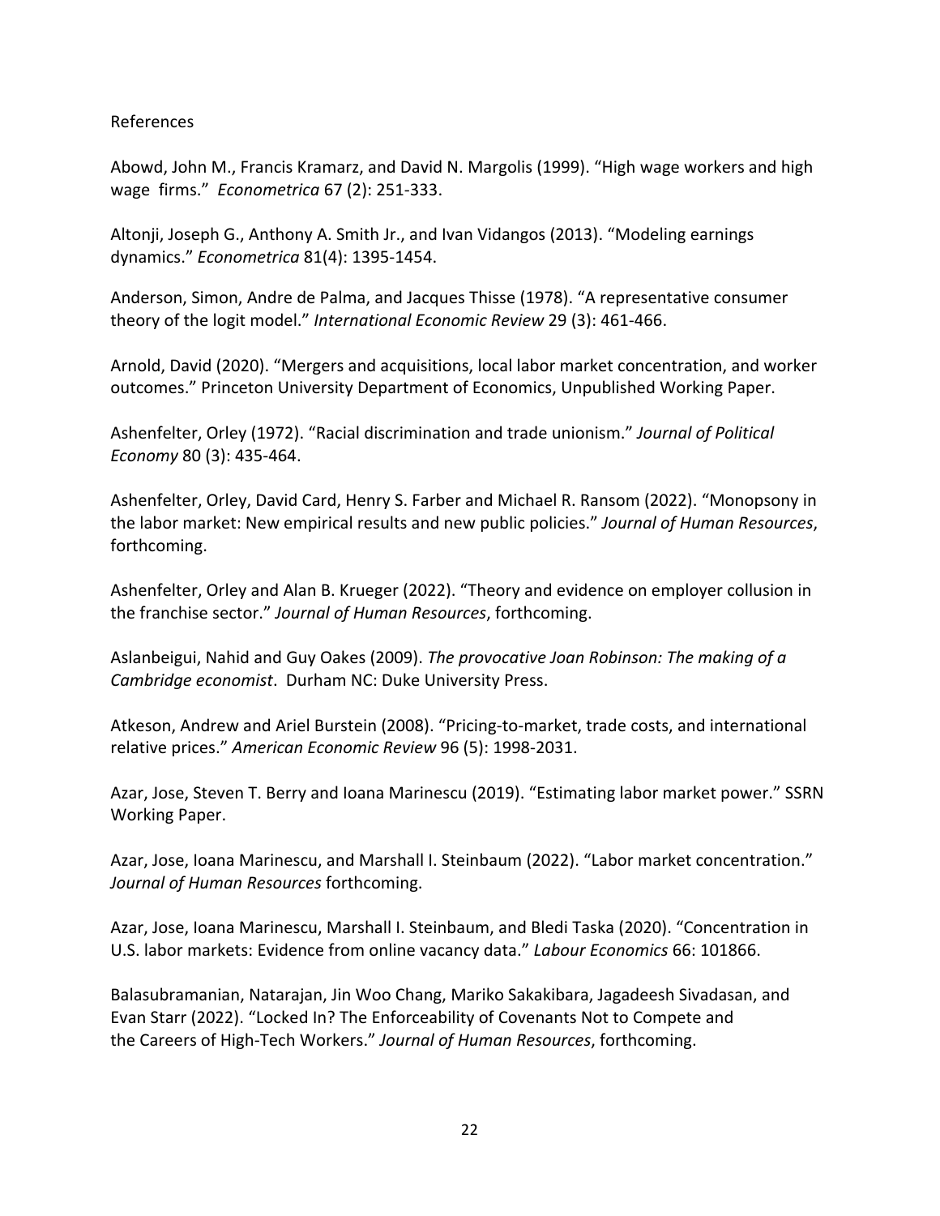References

Abowd, John M., Francis Kramarz, and David N. Margolis (1999). "High wage workers and high wage firms." *Econometrica* 67 (2): 251-333.

Altonji, Joseph G., Anthony A. Smith Jr., and Ivan Vidangos (2013). "Modeling earnings dynamics." *Econometrica* 81(4): 1395-1454.

Anderson, Simon, Andre de Palma, and Jacques Thisse (1978). "A representative consumer theory of the logit model." *International Economic Review* 29 (3): 461-466.

Arnold, David (2020). "Mergers and acquisitions, local labor market concentration, and worker outcomes." Princeton University Department of Economics, Unpublished Working Paper.

Ashenfelter, Orley (1972). "Racial discrimination and trade unionism." *Journal of Political Economy* 80 (3): 435-464.

Ashenfelter, Orley, David Card, Henry S. Farber and Michael R. Ransom (2022). "Monopsony in the labor market: New empirical results and new public policies." *Journal of Human Resources*, forthcoming.

Ashenfelter, Orley and Alan B. Krueger (2022). "Theory and evidence on employer collusion in the franchise sector." *Journal of Human Resources*, forthcoming.

Aslanbeigui, Nahid and Guy Oakes (2009). *The provocative Joan Robinson: The making of a Cambridge economist*. Durham NC: Duke University Press.

Atkeson, Andrew and Ariel Burstein (2008). "Pricing-to-market, trade costs, and international relative prices." *American Economic Review* 96 (5): 1998-2031.

Azar, Jose, Steven T. Berry and Ioana Marinescu (2019). "Estimating labor market power." SSRN Working Paper.

Azar, Jose, Ioana Marinescu, and Marshall I. Steinbaum (2022). "Labor market concentration." *Journal of Human Resources* forthcoming.

Azar, Jose, Ioana Marinescu, Marshall I. Steinbaum, and Bledi Taska (2020). "Concentration in U.S. labor markets: Evidence from online vacancy data." *Labour Economics* 66: 101866.

Balasubramanian, Natarajan, Jin Woo Chang, Mariko Sakakibara, Jagadeesh Sivadasan, and Evan Starr (2022). "Locked In? The Enforceability of Covenants Not to Compete and the Careers of High-Tech Workers." *Journal of Human Resources*, forthcoming.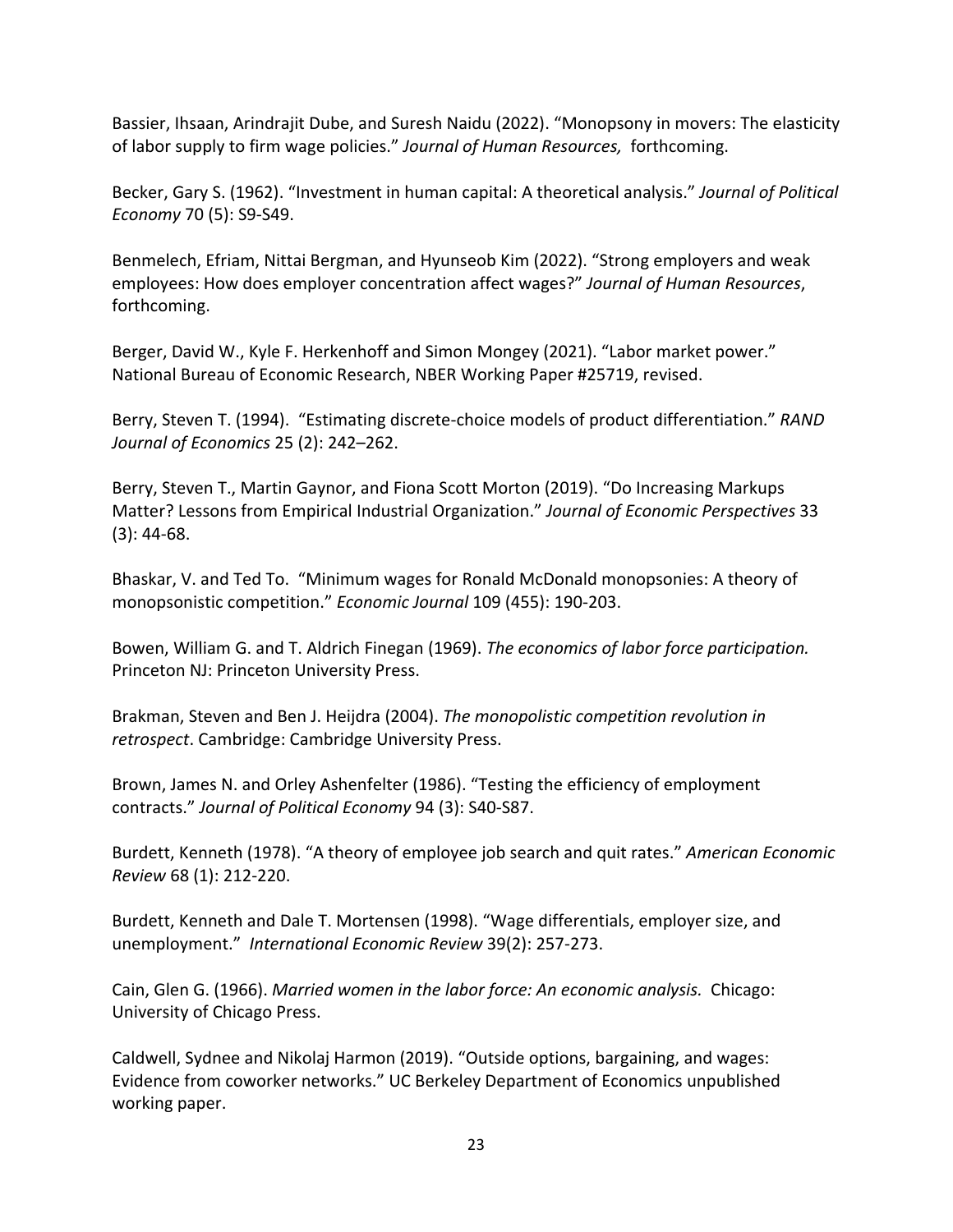Bassier, Ihsaan, Arindrajit Dube, and Suresh Naidu (2022). "Monopsony in movers: The elasticity of labor supply to firm wage policies." *Journal of Human Resources,* forthcoming.

Becker, Gary S. (1962). "Investment in human capital: A theoretical analysis." *Journal of Political Economy* 70 (5): S9-S49.

Benmelech, Efriam, Nittai Bergman, and Hyunseob Kim (2022). "Strong employers and weak employees: How does employer concentration affect wages?" *Journal of Human Resources*, forthcoming.

Berger, David W., Kyle F. Herkenhoff and Simon Mongey (2021). "Labor market power." National Bureau of Economic Research, NBER Working Paper #25719, revised.

Berry, Steven T. (1994). "Estimating discrete-choice models of product differentiation." *RAND Journal of Economics* 25 (2): 242–262.

Berry, Steven T., Martin Gaynor, and Fiona Scott Morton (2019). "Do Increasing Markups Matter? Lessons from Empirical Industrial Organization." *Journal of Economic Perspectives* 33 (3): 44-68.

Bhaskar, V. and Ted To. "Minimum wages for Ronald McDonald monopsonies: A theory of monopsonistic competition." *Economic Journal* 109 (455): 190-203.

Bowen, William G. and T. Aldrich Finegan (1969). *The economics of labor force participation.* Princeton NJ: Princeton University Press.

Brakman, Steven and Ben J. Heijdra (2004). *The monopolistic competition revolution in retrospect*. Cambridge: Cambridge University Press.

Brown, James N. and Orley Ashenfelter (1986). "Testing the efficiency of employment contracts." *Journal of Political Economy* 94 (3): S40-S87.

Burdett, Kenneth (1978). "A theory of employee job search and quit rates." *American Economic Review* 68 (1): 212-220.

Burdett, Kenneth and Dale T. Mortensen (1998). "Wage differentials, employer size, and unemployment." *International Economic Review* 39(2): 257-273.

Cain, Glen G. (1966). *Married women in the labor force: An economic analysis.* Chicago: University of Chicago Press.

Caldwell, Sydnee and Nikolaj Harmon (2019). "Outside options, bargaining, and wages: Evidence from coworker networks." UC Berkeley Department of Economics unpublished working paper.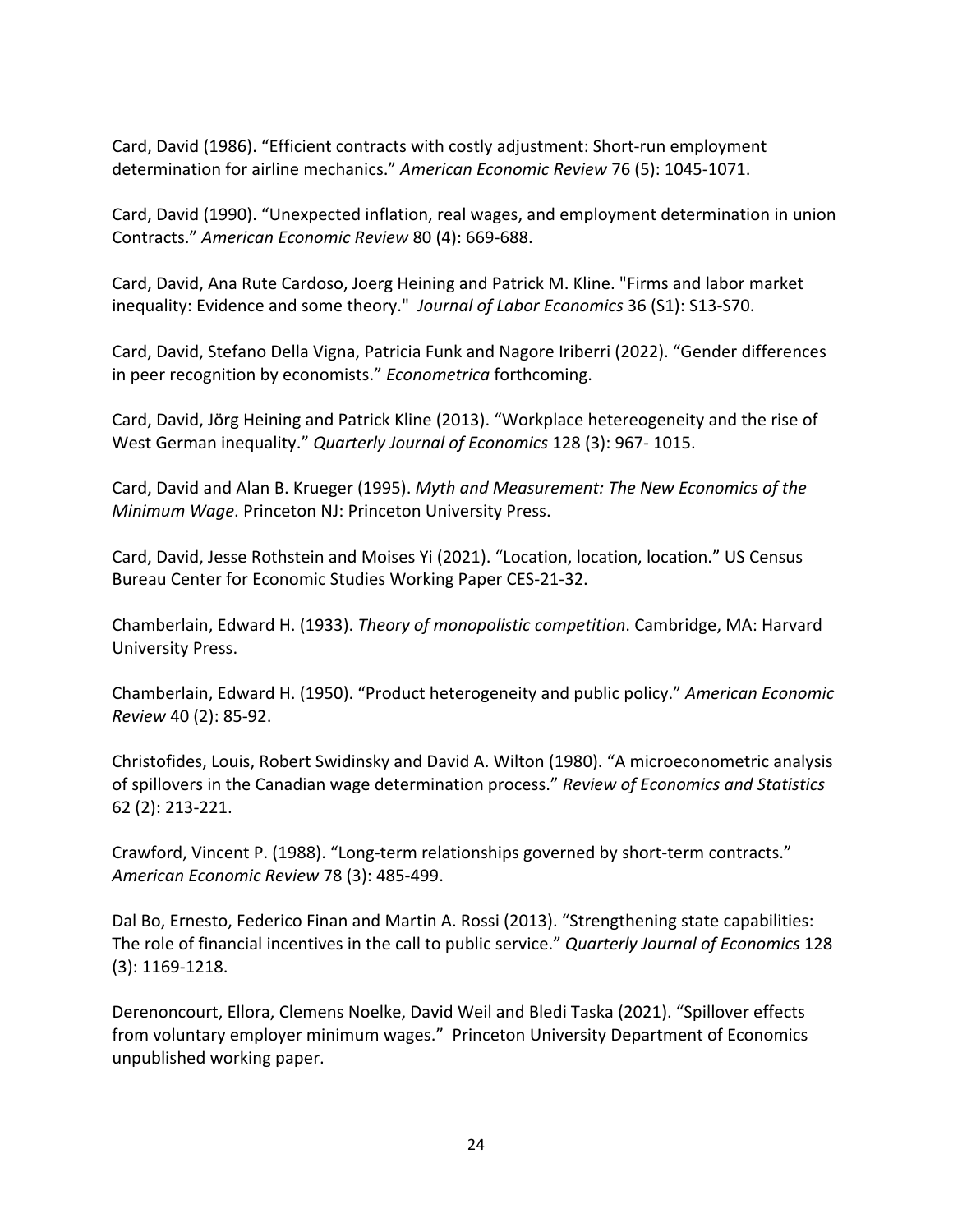Card, David (1986). "Efficient contracts with costly adjustment: Short-run employment determination for airline mechanics." *American Economic Review* 76 (5): 1045-1071.

Card, David (1990). "Unexpected inflation, real wages, and employment determination in union Contracts." *American Economic Review* 80 (4): 669-688.

Card, David, Ana Rute Cardoso, Joerg Heining and Patrick M. Kline. "Firms and labor market inequality: Evidence and some theory." *Journal of Labor Economics* 36 (S1): S13-S70.

Card, David, Stefano Della Vigna, Patricia Funk and Nagore Iriberri (2022). "Gender differences in peer recognition by economists." *Econometrica* forthcoming.

Card, David, Jörg Heining and Patrick Kline (2013). "Workplace hetereogeneity and the rise of West German inequality." *Quarterly Journal of Economics* 128 (3): 967- 1015.

Card, David and Alan B. Krueger (1995). *Myth and Measurement: The New Economics of the Minimum Wage*. Princeton NJ: Princeton University Press.

Card, David, Jesse Rothstein and Moises Yi (2021). "Location, location, location." US Census Bureau Center for Economic Studies Working Paper CES-21-32.

Chamberlain, Edward H. (1933). *Theory of monopolistic competition*. Cambridge, MA: Harvard University Press.

Chamberlain, Edward H. (1950). "Product heterogeneity and public policy." *American Economic Review* 40 (2): 85-92.

Christofides, Louis, Robert Swidinsky and David A. Wilton (1980). "A microeconometric analysis of spillovers in the Canadian wage determination process." *Review of Economics and Statistics* 62 (2): 213-221.

Crawford, Vincent P. (1988). "Long-term relationships governed by short-term contracts." *American Economic Review* 78 (3): 485-499.

Dal Bo, Ernesto, Federico Finan and Martin A. Rossi (2013). "Strengthening state capabilities: The role of financial incentives in the call to public service." *Quarterly Journal of Economics* 128 (3): 1169-1218.

Derenoncourt, Ellora, Clemens Noelke, David Weil and Bledi Taska (2021). "Spillover effects from voluntary employer minimum wages." Princeton University Department of Economics unpublished working paper.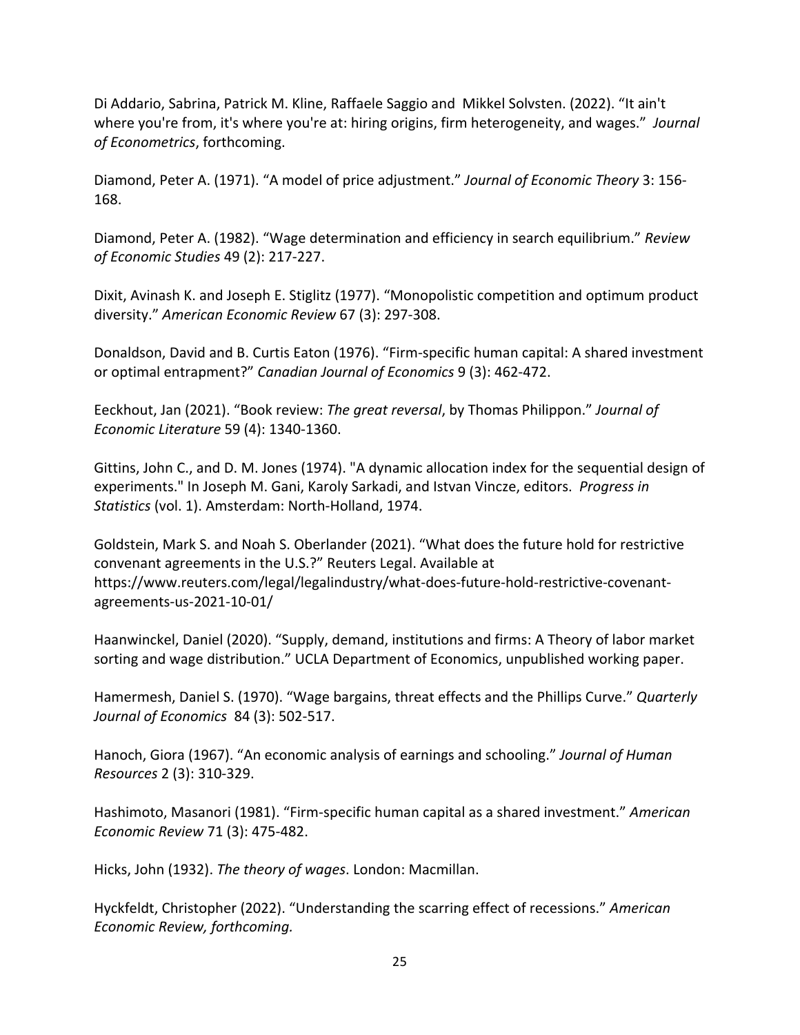Di Addario, Sabrina, Patrick M. Kline, Raffaele Saggio and  Mikkel Solvsten. (2022). "It ain't where you're from, it's where you're at: hiring origins, firm heterogeneity, and wages." *Journal of Econometrics*, forthcoming.

Diamond, Peter A. (1971). "A model of price adjustment." *Journal of Economic Theory* 3: 156-168.

Diamond, Peter A. (1982). "Wage determination and efficiency in search equilibrium." *Review of Economic Studies* 49 (2): 217-227.

Dixit, Avinash K. and Joseph E. Stiglitz (1977). "Monopolistic competition and optimum product diversity." *American Economic Review* 67 (3): 297-308.

Donaldson, David and B. Curtis Eaton (1976). "Firm-specific human capital: A shared investment or optimal entrapment?" *Canadian Journal of Economics* 9 (3): 462-472.

Eeckhout, Jan (2021). "Book review: *The great reversal*, by Thomas Philippon." *Journal of Economic Literature* 59 (4): 1340-1360.

Gittins, John C., and D. M. Jones (1974). "A dynamic allocation index for the sequential design of experiments." In Joseph M. Gani, Karoly Sarkadi, and Istvan Vincze, editors.  *Progress in Statistics* (vol. 1). Amsterdam: North-Holland, 1974.

Goldstein, Mark S. and Noah S. Oberlander (2021). "What does the future hold for restrictive convenant agreements in the U.S.?" Reuters Legal. Available at https://www.reuters.com/legal/legalindustry/what-does-future-hold-restrictive-covenant-agreements-us-2021-10-01/

Haanwinckel, Daniel (2020). "Supply, demand, institutions and firms: A Theory of labor market sorting and wage distribution." UCLA Department of Economics, unpublished working paper.

Hamermesh, Daniel S. (1970). "Wage bargains, threat effects and the Phillips Curve." *Quarterly Journal of Economics*  84 (3): 502-517.

Hanoch, Giora (1967). "An economic analysis of earnings and schooling." *Journal of Human Resources* 2 (3): 310-329.

Hashimoto, Masanori (1981). "Firm-specific human capital as a shared investment." *American Economic Review* 71 (3): 475-482.

Hicks, John (1932). *The theory of wages*. London: Macmillan.

Hyckfeldt, Christopher (2022). "Understanding the scarring effect of recessions." *American Economic Review, forthcoming.*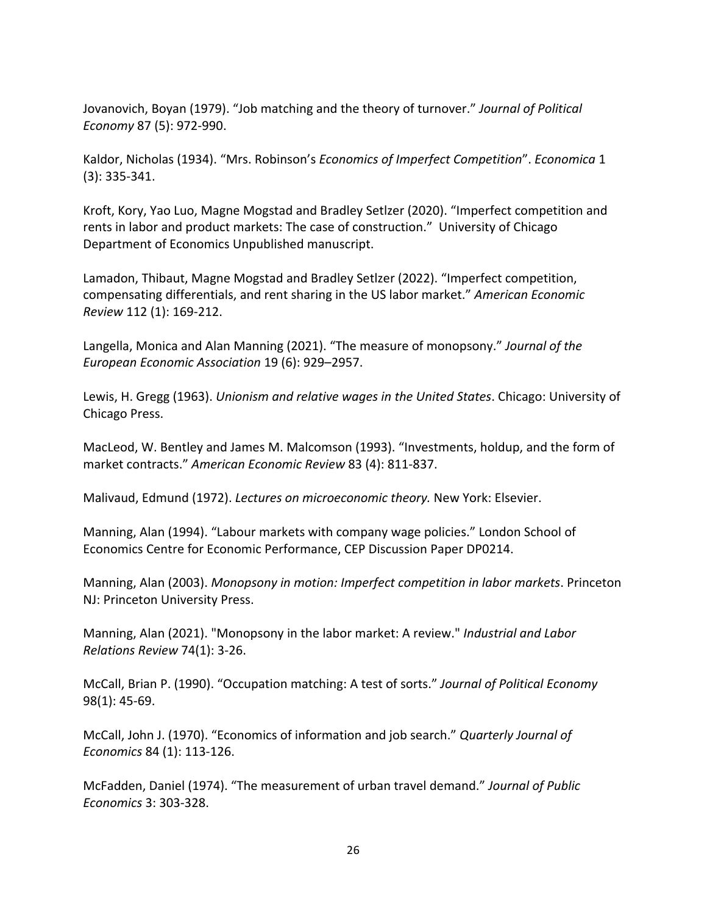Jovanovich, Boyan (1979). “Job matching and the theory of turnover.” *Journal of Political Economy* 87 (5): 972-990.

Kaldor, Nicholas (1934). “Mrs. Robinson’s *Economics of Imperfect Competition*”. *Economica* 1 (3): 335-341.

Kroft, Kory, Yao Luo, Magne Mogstad and Bradley Setlzer (2020). “Imperfect competition and rents in labor and product markets: The case of construction.” University of Chicago Department of Economics Unpublished manuscript.

Lamadon, Thibaut, Magne Mogstad and Bradley Setlzer (2022). “Imperfect competition, compensating differentials, and rent sharing in the US labor market.” *American Economic Review* 112 (1): 169-212.

Langella, Monica and Alan Manning (2021). “The measure of monopsony.” *Journal of the European Economic Association* 19 (6): 929–2957.

Lewis, H. Gregg (1963). *Unionism and relative wages in the United States*. Chicago: University of Chicago Press.

MacLeod, W. Bentley and James M. Malcomson (1993). “Investments, holdup, and the form of market contracts.” *American Economic Review* 83 (4): 811-837.

Malivaud, Edmund (1972). *Lectures on microeconomic theory.* New York: Elsevier.

Manning, Alan (1994). “Labour markets with company wage policies.” London School of Economics Centre for Economic Performance, CEP Discussion Paper DP0214.

Manning, Alan (2003). *Monopsony in motion: Imperfect competition in labor markets*. Princeton NJ: Princeton University Press.

Manning, Alan (2021). "Monopsony in the labor market: A review." *Industrial and Labor Relations Review* 74(1): 3-26.

McCall, Brian P. (1990). “Occupation matching: A test of sorts.” *Journal of Political Economy* 98(1): 45-69.

McCall, John J. (1970). “Economics of information and job search.” *Quarterly Journal of Economics* 84 (1): 113-126.

McFadden, Daniel (1974). “The measurement of urban travel demand.” *Journal of Public Economics* 3: 303-328.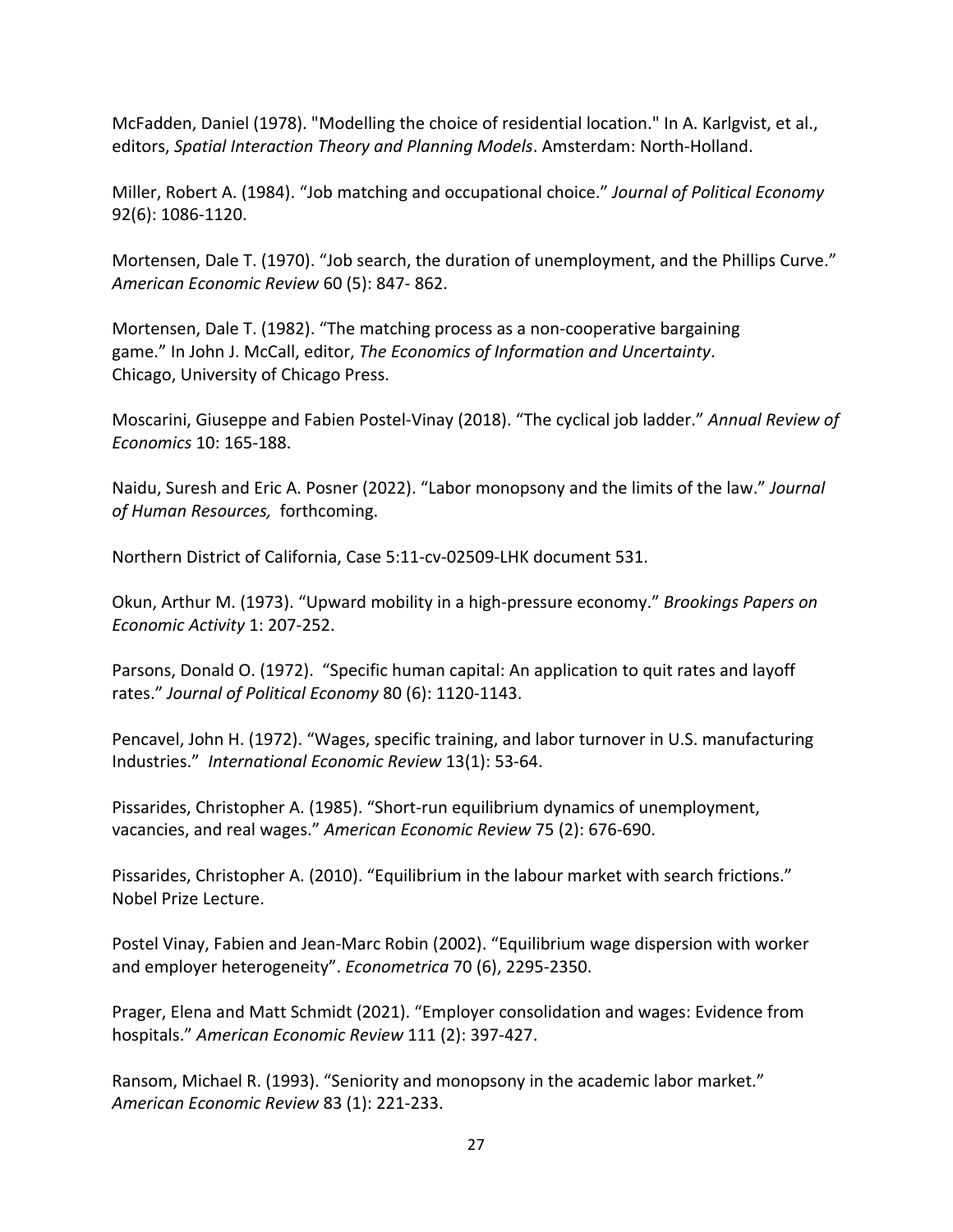McFadden, Daniel (1978). "Modelling the choice of residential location." In A. Karlgvist, et al., editors, *Spatial Interaction Theory and Planning Models*. Amsterdam: North-Holland.

Miller, Robert A. (1984). "Job matching and occupational choice." *Journal of Political Economy* 92(6): 1086-1120.

Mortensen, Dale T. (1970). "Job search, the duration of unemployment, and the Phillips Curve." *American Economic Review* 60 (5): 847- 862.

Mortensen, Dale T. (1982). "The matching process as a non-cooperative bargaining game." In John J. McCall, editor, *The Economics of Information and Uncertainty*. Chicago, University of Chicago Press.

Moscarini, Giuseppe and Fabien Postel-Vinay (2018). "The cyclical job ladder." *Annual Review of Economics* 10: 165-188.

Naidu, Suresh and Eric A. Posner (2022). "Labor monopsony and the limits of the law." *Journal of Human Resources,* forthcoming.

Northern District of California, Case 5:11-cv-02509-LHK document 531.

Okun, Arthur M. (1973). "Upward mobility in a high-pressure economy." *Brookings Papers on Economic Activity* 1: 207-252.

Parsons, Donald O. (1972). "Specific human capital: An application to quit rates and layoff rates." *Journal of Political Economy* 80 (6): 1120-1143.

Pencavel, John H. (1972). "Wages, specific training, and labor turnover in U.S. manufacturing Industries." *International Economic Review* 13(1): 53-64.

Pissarides, Christopher A. (1985). "Short-run equilibrium dynamics of unemployment, vacancies, and real wages." *American Economic Review* 75 (2): 676-690.

Pissarides, Christopher A. (2010). "Equilibrium in the labour market with search frictions." Nobel Prize Lecture.

Postel Vinay, Fabien and Jean-Marc Robin (2002). "Equilibrium wage dispersion with worker and employer heterogeneity". *Econometrica* 70 (6), 2295-2350.

Prager, Elena and Matt Schmidt (2021). "Employer consolidation and wages: Evidence from hospitals." *American Economic Review* 111 (2): 397-427.

Ransom, Michael R. (1993). "Seniority and monopsony in the academic labor market." *American Economic Review* 83 (1): 221-233.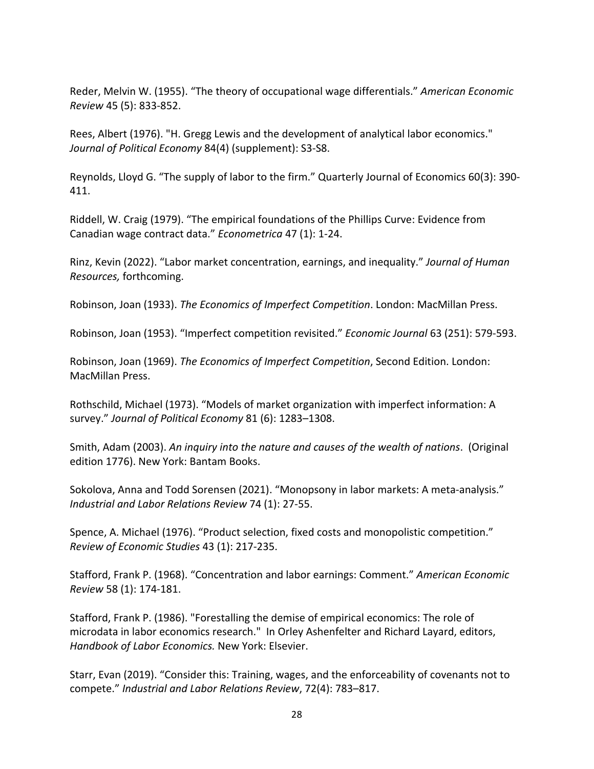Reder, Melvin W. (1955). “The theory of occupational wage differentials.” *American Economic Review* 45 (5): 833-852.

Rees, Albert (1976). "H. Gregg Lewis and the development of analytical labor economics." *Journal of Political Economy* 84(4) (supplement): S3-S8.

Reynolds, Lloyd G. “The supply of labor to the firm.” Quarterly Journal of Economics 60(3): 390-411.

Riddell, W. Craig (1979). “The empirical foundations of the Phillips Curve: Evidence from Canadian wage contract data.” *Econometrica* 47 (1): 1-24.

Rinz, Kevin (2022). “Labor market concentration, earnings, and inequality.” *Journal of Human Resources,* forthcoming.

Robinson, Joan (1933). *The Economics of Imperfect Competition*. London: MacMillan Press.

Robinson, Joan (1953). “Imperfect competition revisited.” *Economic Journal* 63 (251): 579-593.

Robinson, Joan (1969). *The Economics of Imperfect Competition*, Second Edition. London: MacMillan Press.

Rothschild, Michael (1973). “Models of market organization with imperfect information: A survey.” *Journal of Political Economy* 81 (6): 1283–1308.

Smith, Adam (2003). *An inquiry into the nature and causes of the wealth of nations*. (Original edition 1776). New York: Bantam Books.

Sokolova, Anna and Todd Sorensen (2021). “Monopsony in labor markets: A meta-analysis.” *Industrial and Labor Relations Review* 74 (1): 27-55.

Spence, A. Michael (1976). “Product selection, fixed costs and monopolistic competition.” *Review of Economic Studies* 43 (1): 217-235.

Stafford, Frank P. (1968). “Concentration and labor earnings: Comment.” *American Economic Review* 58 (1): 174-181.

Stafford, Frank P. (1986). "Forestalling the demise of empirical economics: The role of microdata in labor economics research." In Orley Ashenfelter and Richard Layard, editors, *Handbook of Labor Economics.* New York: Elsevier.

Starr, Evan (2019). “Consider this: Training, wages, and the enforceability of covenants not to compete.” *Industrial and Labor Relations Review*, 72(4): 783–817.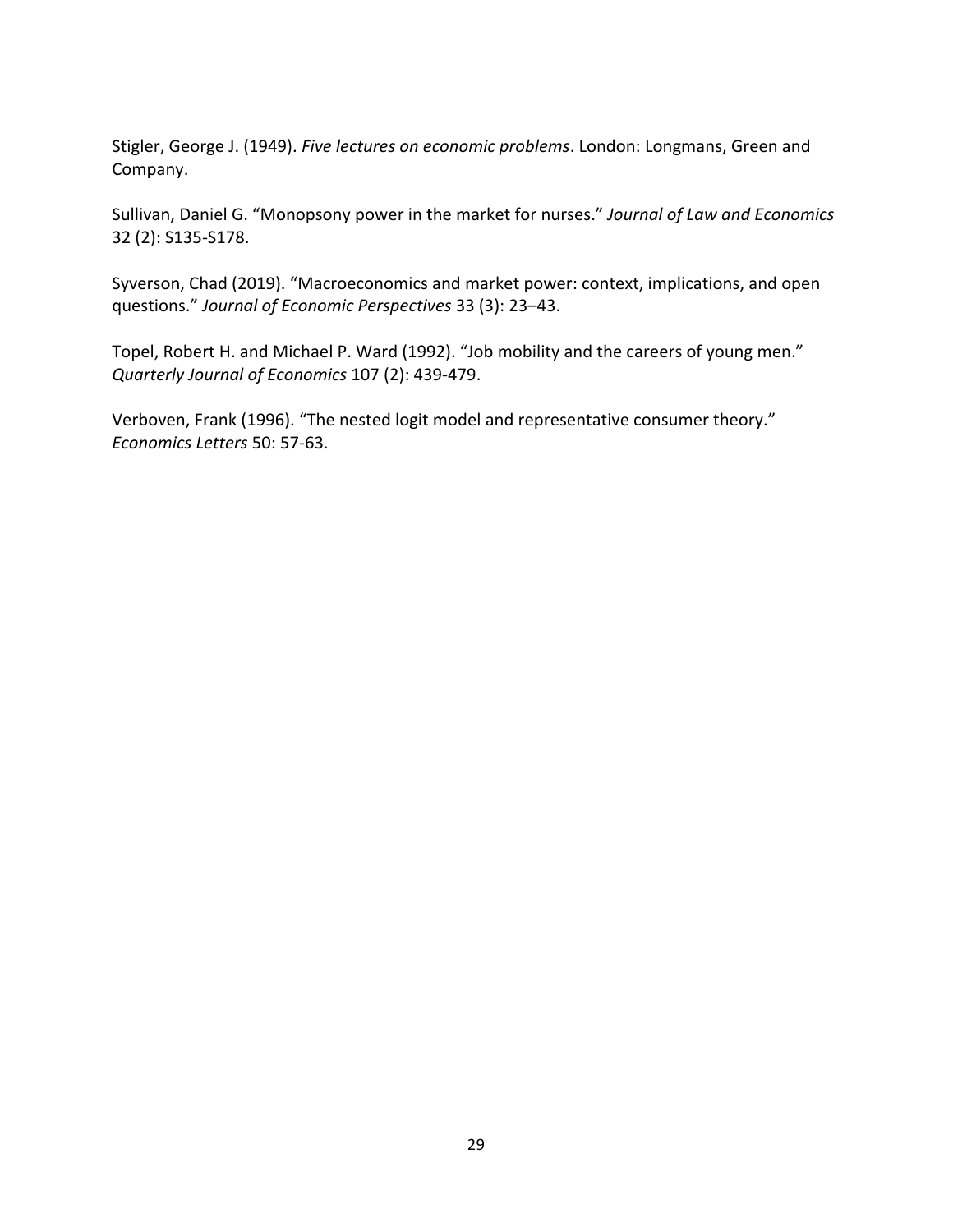Stigler, George J. (1949). *Five lectures on economic problems*. London: Longmans, Green and Company.

Sullivan, Daniel G. "Monopsony power in the market for nurses." *Journal of Law and Economics* 32 (2): S135-S178.

Syverson, Chad (2019). "Macroeconomics and market power: context, implications, and open questions." *Journal of Economic Perspectives* 33 (3): 23–43.

Topel, Robert H. and Michael P. Ward (1992). "Job mobility and the careers of young men." *Quarterly Journal of Economics* 107 (2): 439-479.

Verboven, Frank (1996). "The nested logit model and representative consumer theory." *Economics Letters* 50: 57-63.